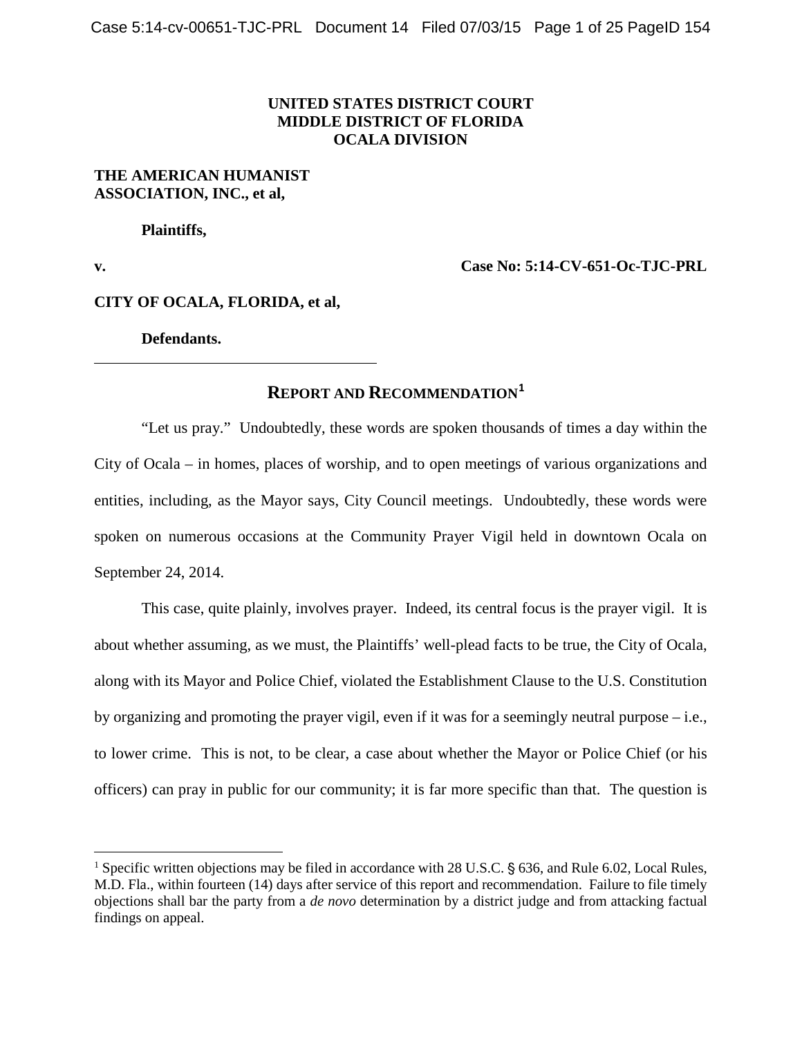**UNITED STATES DISTRICT COURT**
**MIDDLE DISTRICT OF FLORIDA**
**OCALA DIVISION**

**THE AMERICAN HUMANIST ASSOCIATION, INC., et al,**

**Plaintiffs,**

**v.** **Case No: 5:14-CV-651-Oc-TJC-PRL**

**CITY OF OCALA, FLORIDA, et al,**

**Defendants.**

---

# REPORT AND RECOMMENDATION[1]

"Let us pray." Undoubtedly, these words are spoken thousands of times a day within the City of Ocala – in homes, places of worship, and to open meetings of various organizations and entities, including, as the Mayor says, City Council meetings. Undoubtedly, these words were spoken on numerous occasions at the Community Prayer Vigil held in downtown Ocala on September 24, 2014.

This case, quite plainly, involves prayer. Indeed, its central focus is the prayer vigil. It is about whether assuming, as we must, the Plaintiffs' well-plead facts to be true, the City of Ocala, along with its Mayor and Police Chief, violated the Establishment Clause to the U.S. Constitution by organizing and promoting the prayer vigil, even if it was for a seemingly neutral purpose – i.e., to lower crime. This is not, to be clear, a case about whether the Mayor or Police Chief (or his officers) can pray in public for our community; it is far more specific than that. The question is

---

[1] Specific written objections may be filed in accordance with 28 U.S.C. § 636, and Rule 6.02, Local Rules, M.D. Fla., within fourteen (14) days after service of this report and recommendation. Failure to file timely objections shall bar the party from a *de novo* determination by a district judge and from attacking factual findings on appeal.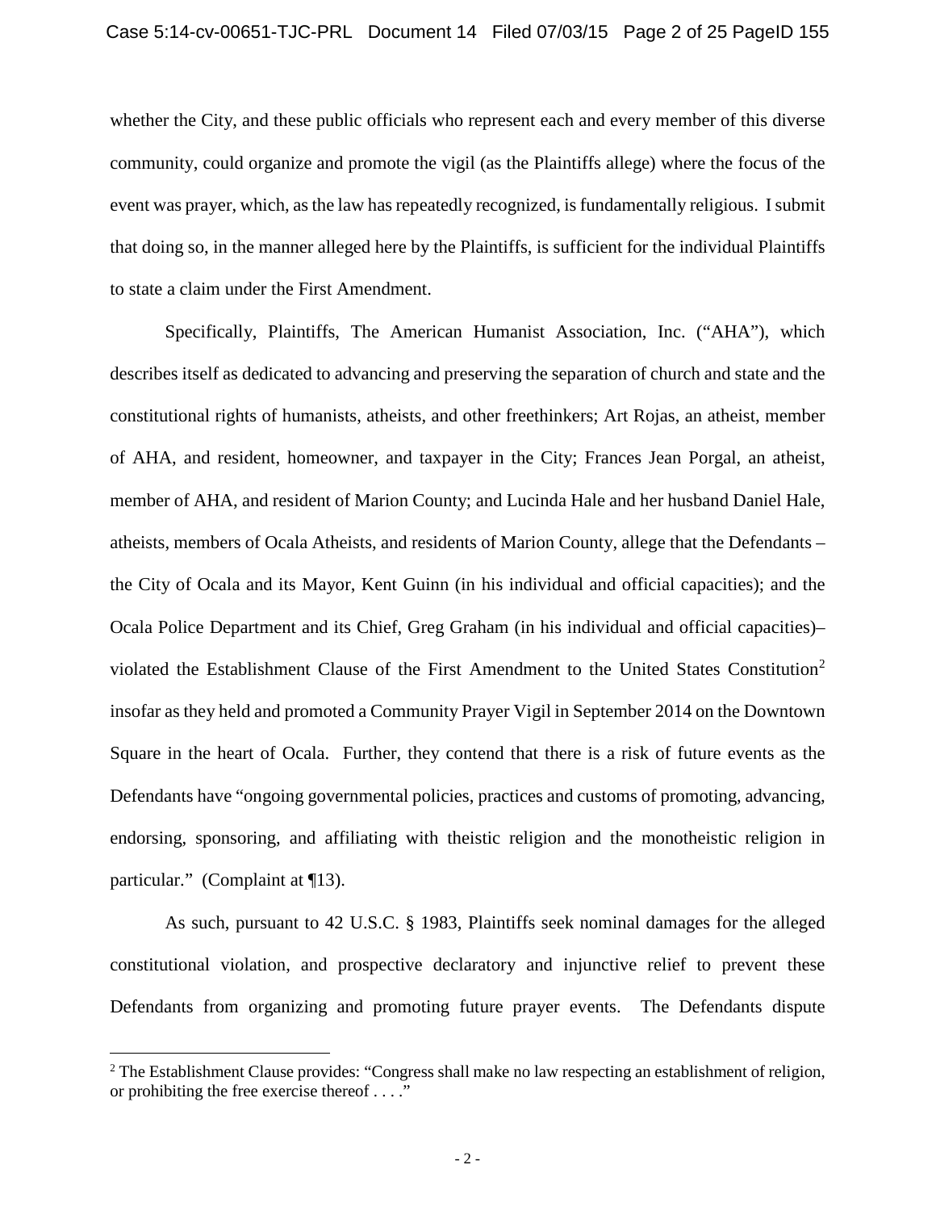whether the City, and these public officials who represent each and every member of this diverse community, could organize and promote the vigil (as the Plaintiffs allege) where the focus of the event was prayer, which, as the law has repeatedly recognized, is fundamentally religious. I submit that doing so, in the manner alleged here by the Plaintiffs, is sufficient for the individual Plaintiffs to state a claim under the First Amendment.

Specifically, Plaintiffs, The American Humanist Association, Inc. ("AHA"), which describes itself as dedicated to advancing and preserving the separation of church and state and the constitutional rights of humanists, atheists, and other freethinkers; Art Rojas, an atheist, member of AHA, and resident, homeowner, and taxpayer in the City; Frances Jean Porgal, an atheist, member of AHA, and resident of Marion County; and Lucinda Hale and her husband Daniel Hale, atheists, members of Ocala Atheists, and residents of Marion County, allege that the Defendants – the City of Ocala and its Mayor, Kent Guinn (in his individual and official capacities); and the Ocala Police Department and its Chief, Greg Graham (in his individual and official capacities)– violated the Establishment Clause of the First Amendment to the United States Constitution[2] insofar as they held and promoted a Community Prayer Vigil in September 2014 on the Downtown Square in the heart of Ocala. Further, they contend that there is a risk of future events as the Defendants have "ongoing governmental policies, practices and customs of promoting, advancing, endorsing, sponsoring, and affiliating with theistic religion and the monotheistic religion in particular." (Complaint at ¶13).

As such, pursuant to 42 U.S.C. § 1983, Plaintiffs seek nominal damages for the alleged constitutional violation, and prospective declaratory and injunctive relief to prevent these Defendants from organizing and promoting future prayer events. The Defendants dispute

[2] The Establishment Clause provides: "Congress shall make no law respecting an establishment of religion, or prohibiting the free exercise thereof . . . ."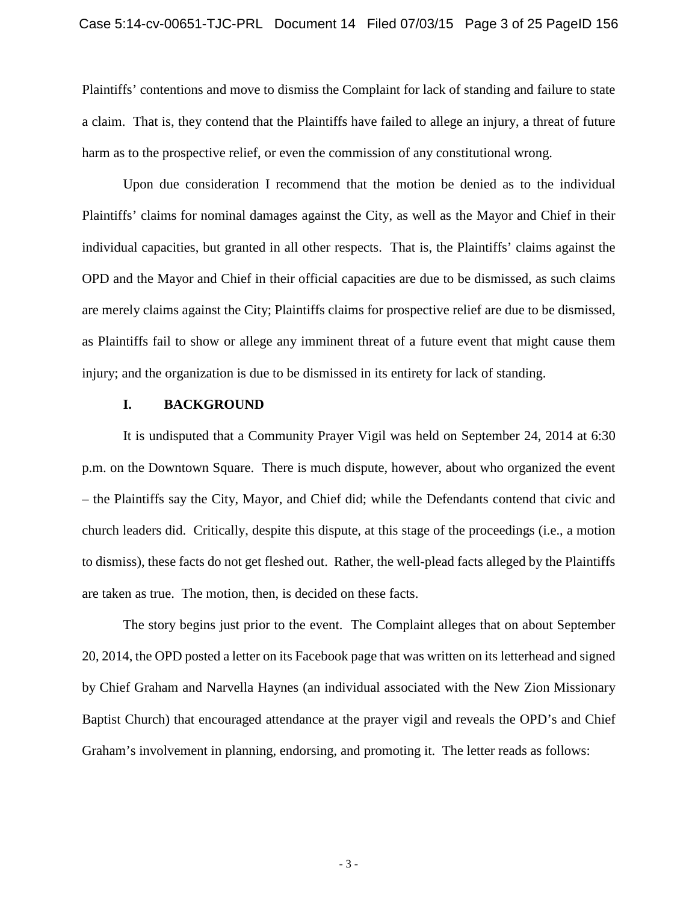Plaintiffs' contentions and move to dismiss the Complaint for lack of standing and failure to state a claim. That is, they contend that the Plaintiffs have failed to allege an injury, a threat of future harm as to the prospective relief, or even the commission of any constitutional wrong.

Upon due consideration I recommend that the motion be denied as to the individual Plaintiffs' claims for nominal damages against the City, as well as the Mayor and Chief in their individual capacities, but granted in all other respects. That is, the Plaintiffs' claims against the OPD and the Mayor and Chief in their official capacities are due to be dismissed, as such claims are merely claims against the City; Plaintiffs claims for prospective relief are due to be dismissed, as Plaintiffs fail to show or allege any imminent threat of a future event that might cause them injury; and the organization is due to be dismissed in its entirety for lack of standing.

## I. BACKGROUND

It is undisputed that a Community Prayer Vigil was held on September 24, 2014 at 6:30 p.m. on the Downtown Square. There is much dispute, however, about who organized the event – the Plaintiffs say the City, Mayor, and Chief did; while the Defendants contend that civic and church leaders did. Critically, despite this dispute, at this stage of the proceedings (i.e., a motion to dismiss), these facts do not get fleshed out. Rather, the well-plead facts alleged by the Plaintiffs are taken as true. The motion, then, is decided on these facts.

The story begins just prior to the event. The Complaint alleges that on about September 20, 2014, the OPD posted a letter on its Facebook page that was written on its letterhead and signed by Chief Graham and Narvella Haynes (an individual associated with the New Zion Missionary Baptist Church) that encouraged attendance at the prayer vigil and reveals the OPD's and Chief Graham's involvement in planning, endorsing, and promoting it. The letter reads as follows: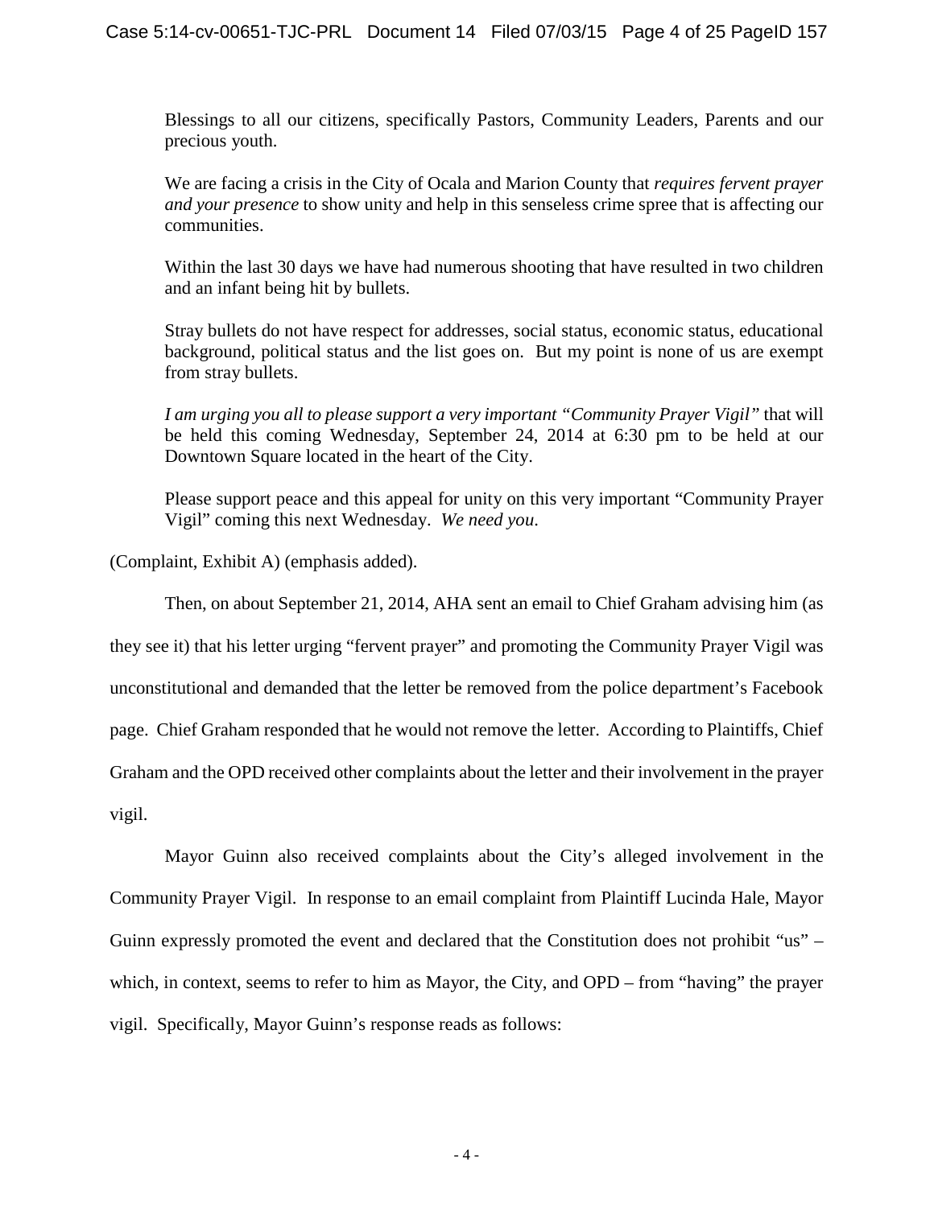> Blessings to all our citizens, specifically Pastors, Community Leaders, Parents and our precious youth.
>
> We are facing a crisis in the City of Ocala and Marion County that *requires fervent prayer and your presence* to show unity and help in this senseless crime spree that is affecting our communities.
>
> Within the last 30 days we have had numerous shooting that have resulted in two children and an infant being hit by bullets.
>
> Stray bullets do not have respect for addresses, social status, economic status, educational background, political status and the list goes on. But my point is none of us are exempt from stray bullets.
>
> *I am urging you all to please support a very important "Community Prayer Vigil"* that will be held this coming Wednesday, September 24, 2014 at 6:30 pm to be held at our Downtown Square located in the heart of the City.
>
> Please support peace and this appeal for unity on this very important "Community Prayer Vigil" coming this next Wednesday. *We need you.*

(Complaint, Exhibit A) (emphasis added).

Then, on about September 21, 2014, AHA sent an email to Chief Graham advising him (as they see it) that his letter urging "fervent prayer" and promoting the Community Prayer Vigil was unconstitutional and demanded that the letter be removed from the police department's Facebook page. Chief Graham responded that he would not remove the letter. According to Plaintiffs, Chief Graham and the OPD received other complaints about the letter and their involvement in the prayer vigil.

Mayor Guinn also received complaints about the City's alleged involvement in the Community Prayer Vigil. In response to an email complaint from Plaintiff Lucinda Hale, Mayor Guinn expressly promoted the event and declared that the Constitution does not prohibit "us" – which, in context, seems to refer to him as Mayor, the City, and OPD – from "having" the prayer vigil. Specifically, Mayor Guinn's response reads as follows: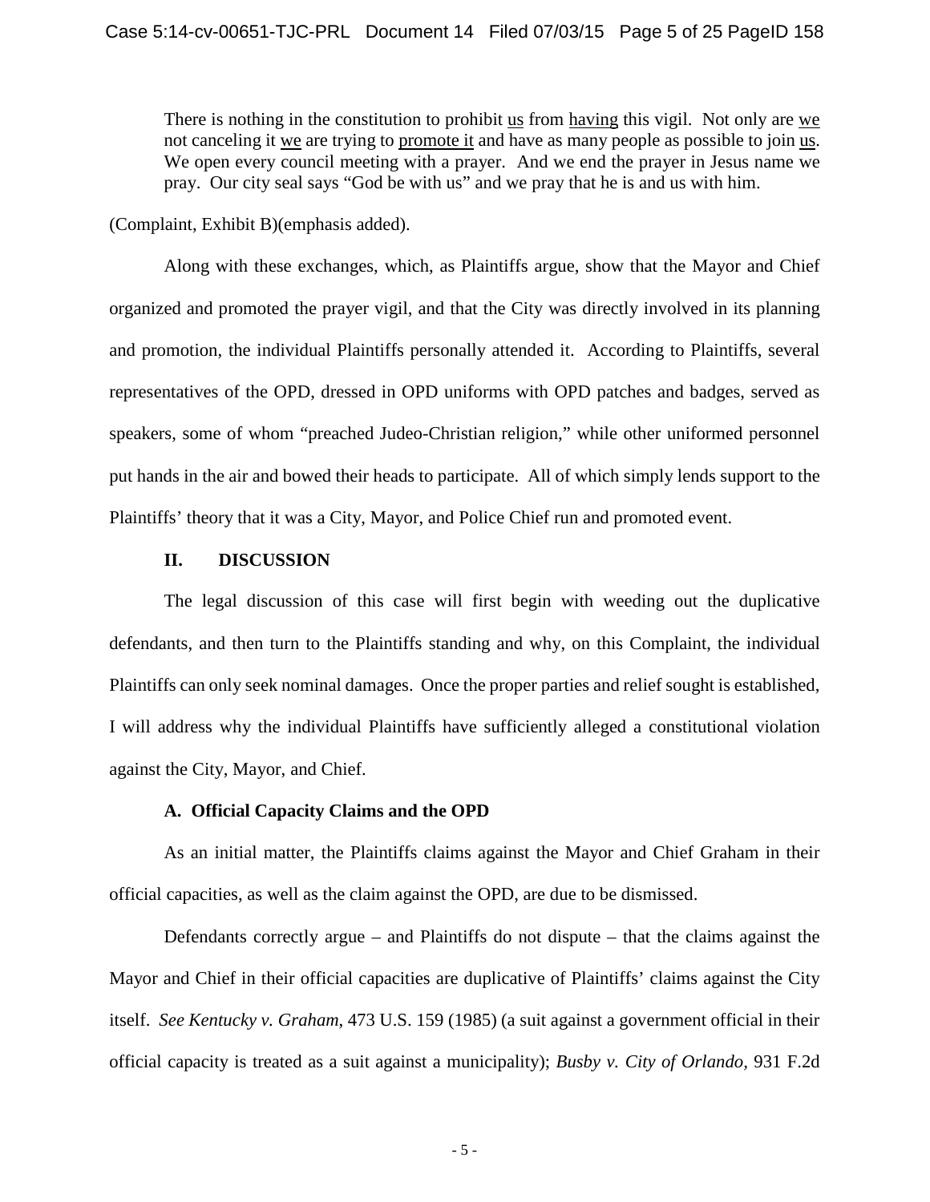> There is nothing in the constitution to prohibit <u>us</u> from <u>having</u> this vigil. Not only are <u>we</u> not canceling it <u>we</u> are trying to <u>promote it</u> and have as many people as possible to join <u>us</u>. We open every council meeting with a prayer. And we end the prayer in Jesus name we pray. Our city seal says "God be with us" and we pray that he is and us with him.

(Complaint, Exhibit B)(emphasis added).

Along with these exchanges, which, as Plaintiffs argue, show that the Mayor and Chief organized and promoted the prayer vigil, and that the City was directly involved in its planning and promotion, the individual Plaintiffs personally attended it. According to Plaintiffs, several representatives of the OPD, dressed in OPD uniforms with OPD patches and badges, served as speakers, some of whom "preached Judeo-Christian religion," while other uniformed personnel put hands in the air and bowed their heads to participate. All of which simply lends support to the Plaintiffs' theory that it was a City, Mayor, and Police Chief run and promoted event.

## II. DISCUSSION

The legal discussion of this case will first begin with weeding out the duplicative defendants, and then turn to the Plaintiffs standing and why, on this Complaint, the individual Plaintiffs can only seek nominal damages. Once the proper parties and relief sought is established, I will address why the individual Plaintiffs have sufficiently alleged a constitutional violation against the City, Mayor, and Chief.

### A. Official Capacity Claims and the OPD

As an initial matter, the Plaintiffs claims against the Mayor and Chief Graham in their official capacities, as well as the claim against the OPD, are due to be dismissed.

Defendants correctly argue – and Plaintiffs do not dispute – that the claims against the Mayor and Chief in their official capacities are duplicative of Plaintiffs' claims against the City itself. *See Kentucky v. Graham*, 473 U.S. 159 (1985) (a suit against a government official in their official capacity is treated as a suit against a municipality); *Busby v. City of Orlando*, 931 F.2d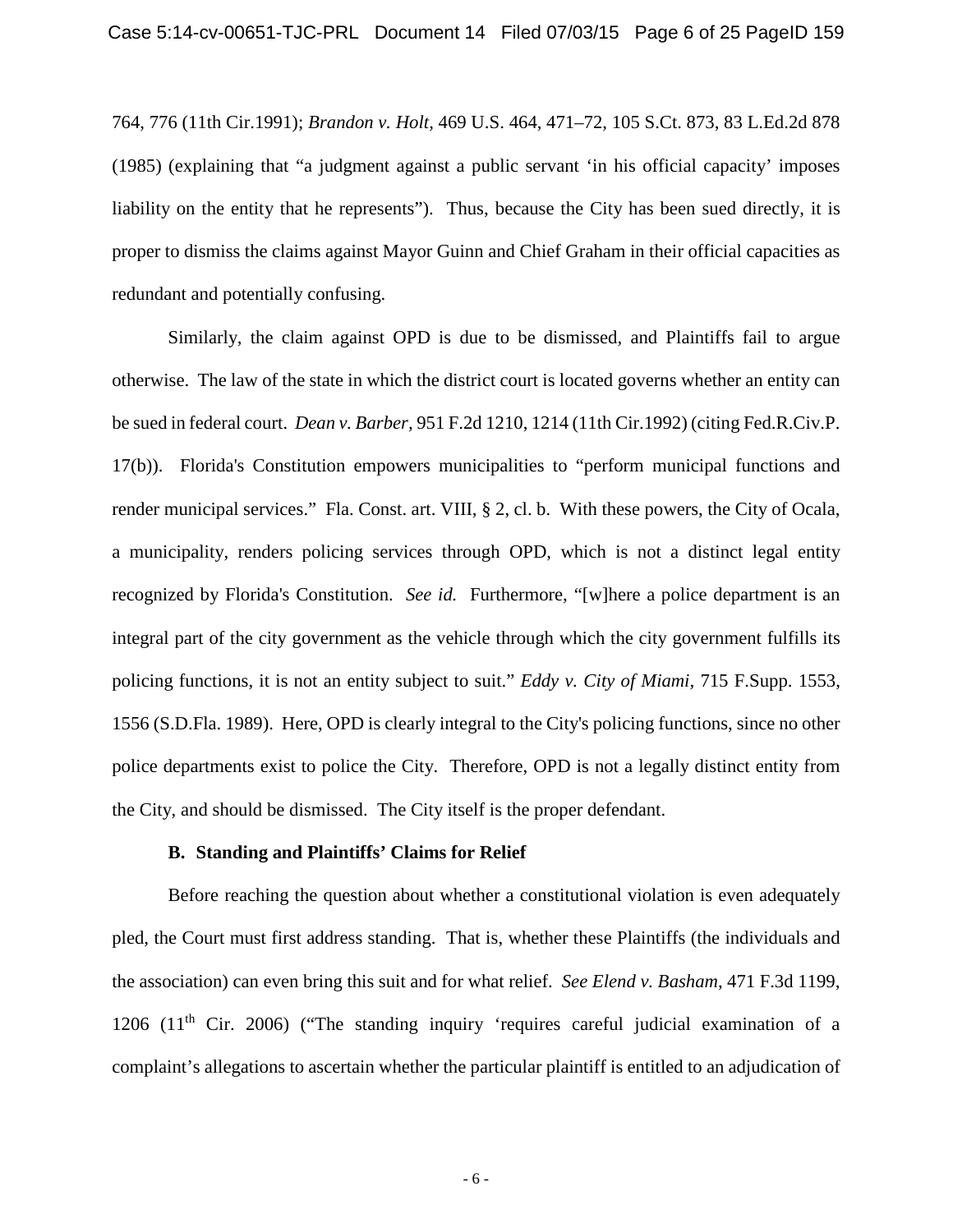764, 776 (11th Cir.1991); *Brandon v. Holt*, 469 U.S. 464, 471–72, 105 S.Ct. 873, 83 L.Ed.2d 878 (1985) (explaining that "a judgment against a public servant 'in his official capacity' imposes liability on the entity that he represents"). Thus, because the City has been sued directly, it is proper to dismiss the claims against Mayor Guinn and Chief Graham in their official capacities as redundant and potentially confusing.

Similarly, the claim against OPD is due to be dismissed, and Plaintiffs fail to argue otherwise. The law of the state in which the district court is located governs whether an entity can be sued in federal court. *Dean v. Barber,* 951 F.2d 1210, 1214 (11th Cir.1992) (citing Fed.R.Civ.P. 17(b)). Florida's Constitution empowers municipalities to "perform municipal functions and render municipal services." Fla. Const. art. VIII, § 2, cl. b. With these powers, the City of Ocala, a municipality, renders policing services through OPD, which is not a distinct legal entity recognized by Florida's Constitution. *See id.* Furthermore, "[w]here a police department is an integral part of the city government as the vehicle through which the city government fulfills its policing functions, it is not an entity subject to suit." *Eddy v. City of Miami*, 715 F.Supp. 1553, 1556 (S.D.Fla. 1989). Here, OPD is clearly integral to the City's policing functions, since no other police departments exist to police the City. Therefore, OPD is not a legally distinct entity from the City, and should be dismissed. The City itself is the proper defendant.

**B. Standing and Plaintiffs' Claims for Relief**

Before reaching the question about whether a constitutional violation is even adequately pled, the Court must first address standing. That is, whether these Plaintiffs (the individuals and the association) can even bring this suit and for what relief. *See Elend v. Basham*, 471 F.3d 1199, 1206 (11th Cir. 2006) ("The standing inquiry 'requires careful judicial examination of a complaint's allegations to ascertain whether the particular plaintiff is entitled to an adjudication of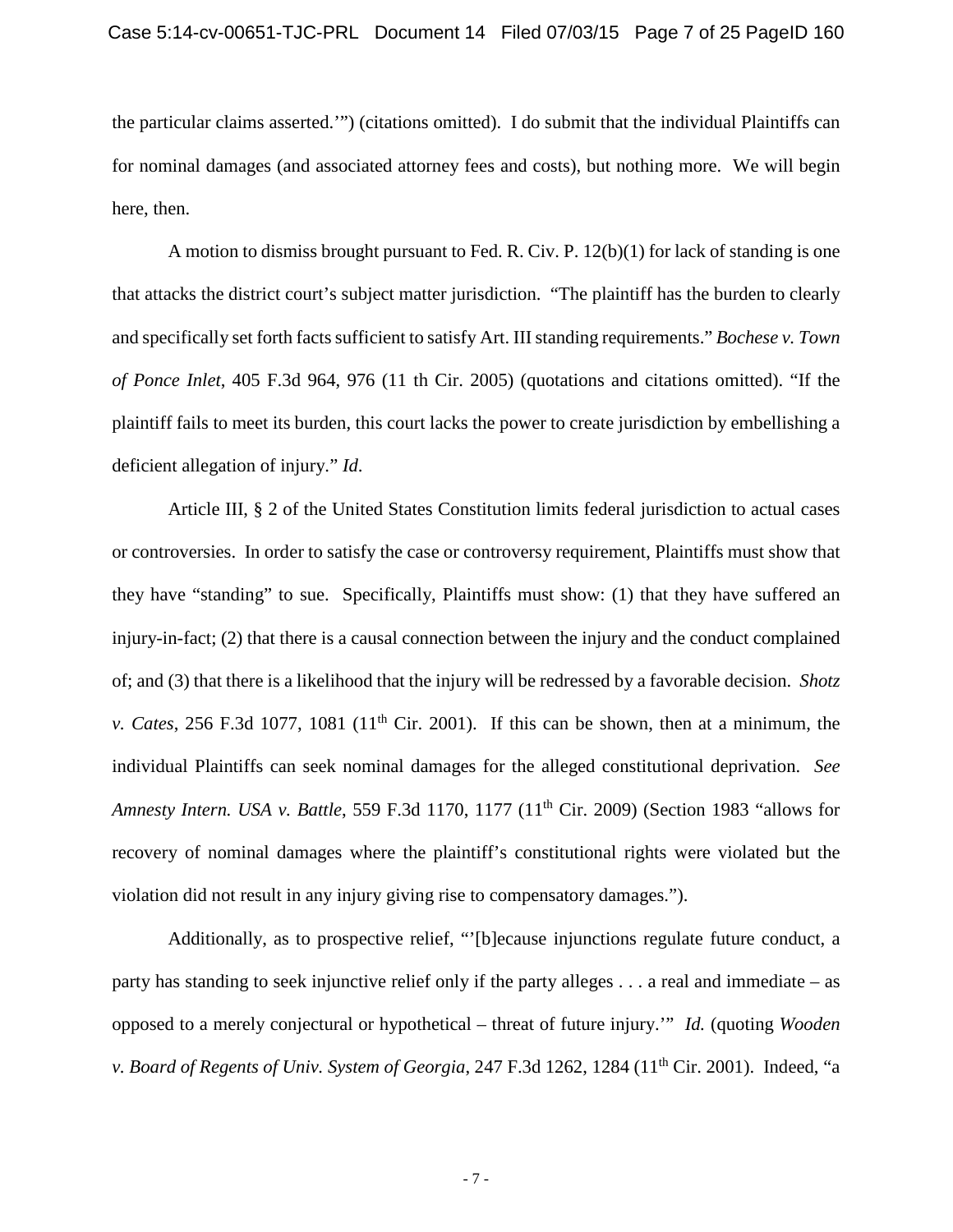the particular claims asserted.'") (citations omitted). I do submit that the individual Plaintiffs can for nominal damages (and associated attorney fees and costs), but nothing more. We will begin here, then.

A motion to dismiss brought pursuant to Fed. R. Civ. P. 12(b)(1) for lack of standing is one that attacks the district court's subject matter jurisdiction. "The plaintiff has the burden to clearly and specifically set forth facts sufficient to satisfy Art. III standing requirements." *Bochese v. Town of Ponce Inlet*, 405 F.3d 964, 976 (11 th Cir. 2005) (quotations and citations omitted). "If the plaintiff fails to meet its burden, this court lacks the power to create jurisdiction by embellishing a deficient allegation of injury." *Id.*

Article III, § 2 of the United States Constitution limits federal jurisdiction to actual cases or controversies. In order to satisfy the case or controversy requirement, Plaintiffs must show that they have "standing" to sue. Specifically, Plaintiffs must show: (1) that they have suffered an injury-in-fact; (2) that there is a causal connection between the injury and the conduct complained of; and (3) that there is a likelihood that the injury will be redressed by a favorable decision. *Shotz v. Cates*, 256 F.3d 1077, 1081 (11th Cir. 2001). If this can be shown, then at a minimum, the individual Plaintiffs can seek nominal damages for the alleged constitutional deprivation. *See Amnesty Intern. USA v. Battle*, 559 F.3d 1170, 1177 (11th Cir. 2009) (Section 1983 "allows for recovery of nominal damages where the plaintiff's constitutional rights were violated but the violation did not result in any injury giving rise to compensatory damages.").

Additionally, as to prospective relief, "'[b]ecause injunctions regulate future conduct, a party has standing to seek injunctive relief only if the party alleges . . . a real and immediate – as opposed to a merely conjectural or hypothetical – threat of future injury.'" *Id.* (quoting *Wooden v. Board of Regents of Univ. System of Georgia*, 247 F.3d 1262, 1284 (11th Cir. 2001). Indeed, "a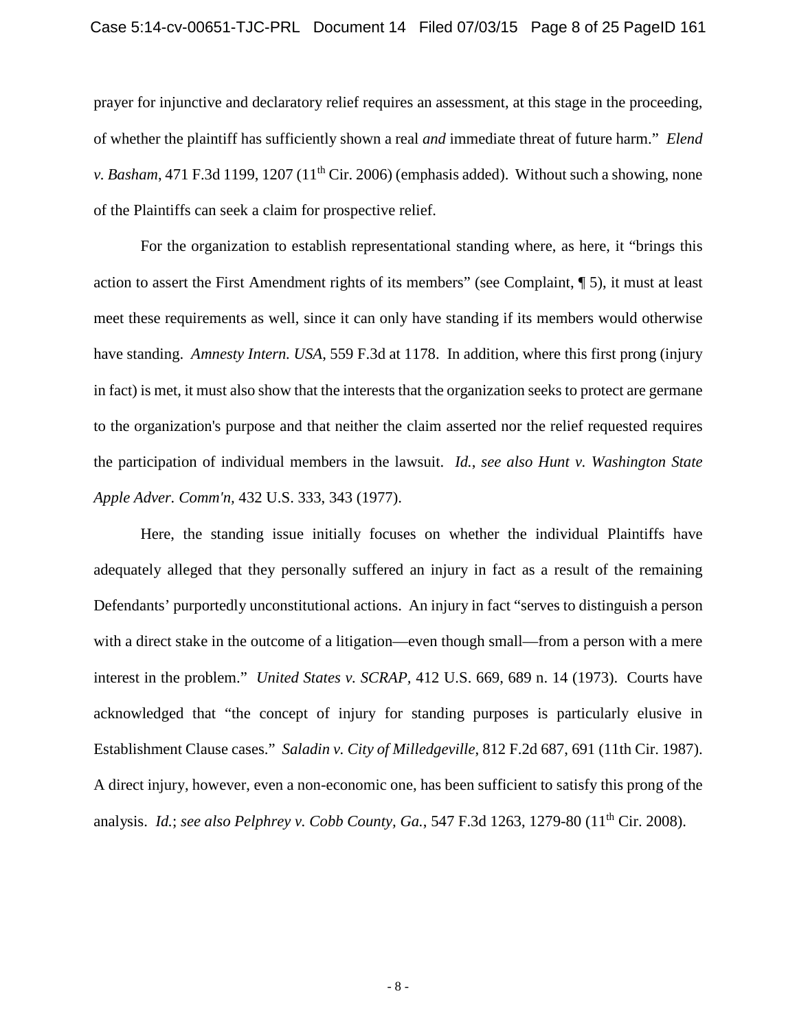prayer for injunctive and declaratory relief requires an assessment, at this stage in the proceeding, of whether the plaintiff has sufficiently shown a real *and* immediate threat of future harm." *Elend v. Basham*, 471 F.3d 1199, 1207 (11th Cir. 2006) (emphasis added). Without such a showing, none of the Plaintiffs can seek a claim for prospective relief.

For the organization to establish representational standing where, as here, it "brings this action to assert the First Amendment rights of its members" (see Complaint, ¶ 5), it must at least meet these requirements as well, since it can only have standing if its members would otherwise have standing. *Amnesty Intern. USA*, 559 F.3d at 1178. In addition, where this first prong (injury in fact) is met, it must also show that the interests that the organization seeks to protect are germane to the organization's purpose and that neither the claim asserted nor the relief requested requires the participation of individual members in the lawsuit. *Id.*, *see also Hunt v. Washington State Apple Adver. Comm'n,* 432 U.S. 333, 343 (1977).

Here, the standing issue initially focuses on whether the individual Plaintiffs have adequately alleged that they personally suffered an injury in fact as a result of the remaining Defendants' purportedly unconstitutional actions. An injury in fact "serves to distinguish a person with a direct stake in the outcome of a litigation—even though small—from a person with a mere interest in the problem." *United States v. SCRAP*, 412 U.S. 669, 689 n. 14 (1973). Courts have acknowledged that "the concept of injury for standing purposes is particularly elusive in Establishment Clause cases." *Saladin v. City of Milledgeville,* 812 F.2d 687, 691 (11th Cir. 1987). A direct injury, however, even a non-economic one, has been sufficient to satisfy this prong of the analysis. *Id.*; *see also Pelphrey v. Cobb County, Ga.*, 547 F.3d 1263, 1279-80 (11th Cir. 2008).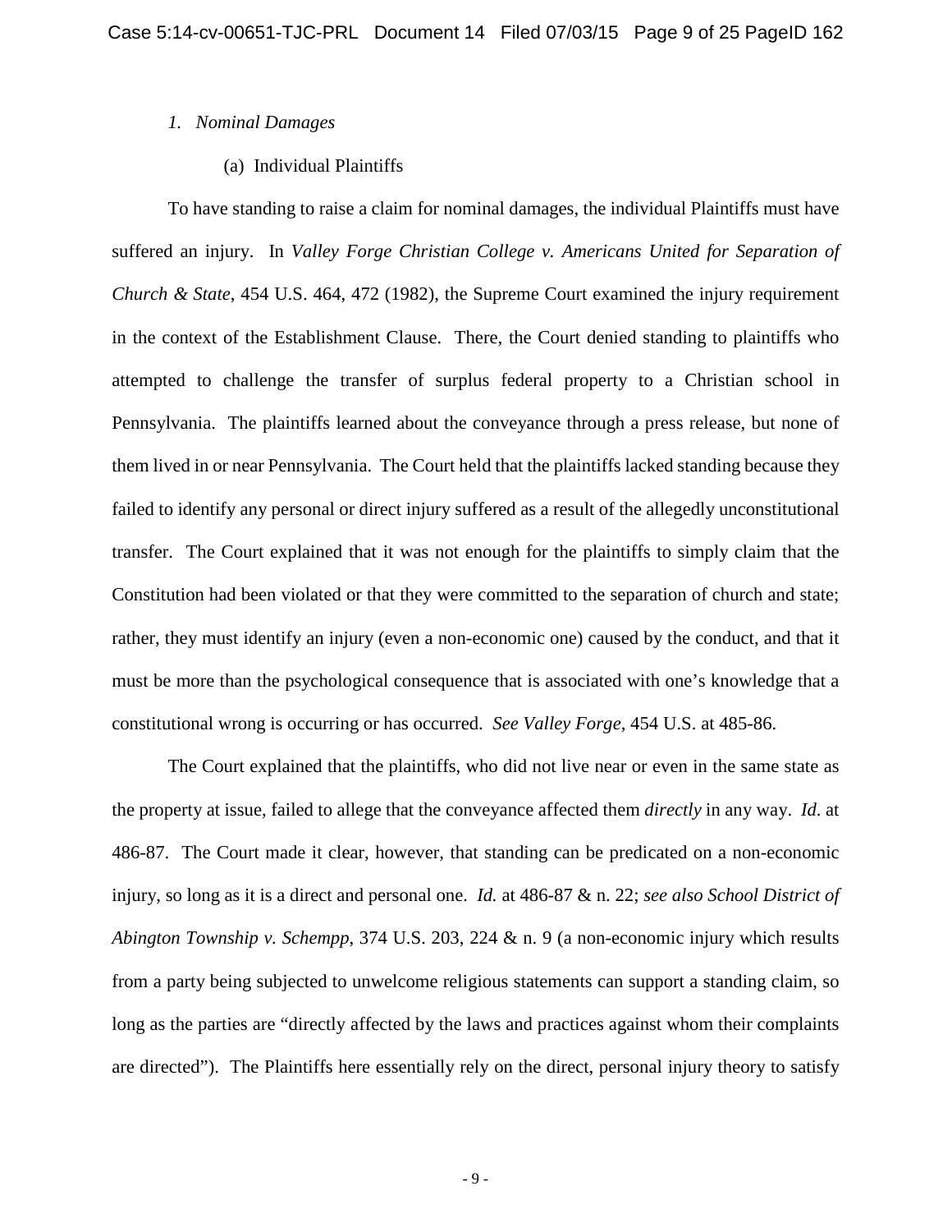*1. Nominal Damages*

(a) Individual Plaintiffs

To have standing to raise a claim for nominal damages, the individual Plaintiffs must have suffered an injury. In *Valley Forge Christian College v. Americans United for Separation of Church & State*, 454 U.S. 464, 472 (1982), the Supreme Court examined the injury requirement in the context of the Establishment Clause. There, the Court denied standing to plaintiffs who attempted to challenge the transfer of surplus federal property to a Christian school in Pennsylvania. The plaintiffs learned about the conveyance through a press release, but none of them lived in or near Pennsylvania. The Court held that the plaintiffs lacked standing because they failed to identify any personal or direct injury suffered as a result of the allegedly unconstitutional transfer. The Court explained that it was not enough for the plaintiffs to simply claim that the Constitution had been violated or that they were committed to the separation of church and state; rather, they must identify an injury (even a non-economic one) caused by the conduct, and that it must be more than the psychological consequence that is associated with one's knowledge that a constitutional wrong is occurring or has occurred. *See Valley Forge*, 454 U.S. at 485-86.

The Court explained that the plaintiffs, who did not live near or even in the same state as the property at issue, failed to allege that the conveyance affected them *directly* in any way. *Id*. at 486-87. The Court made it clear, however, that standing can be predicated on a non-economic injury, so long as it is a direct and personal one. *Id.* at 486-87 & n. 22; *see also School District of Abington Township v. Schempp*, 374 U.S. 203, 224 & n. 9 (a non-economic injury which results from a party being subjected to unwelcome religious statements can support a standing claim, so long as the parties are "directly affected by the laws and practices against whom their complaints are directed"). The Plaintiffs here essentially rely on the direct, personal injury theory to satisfy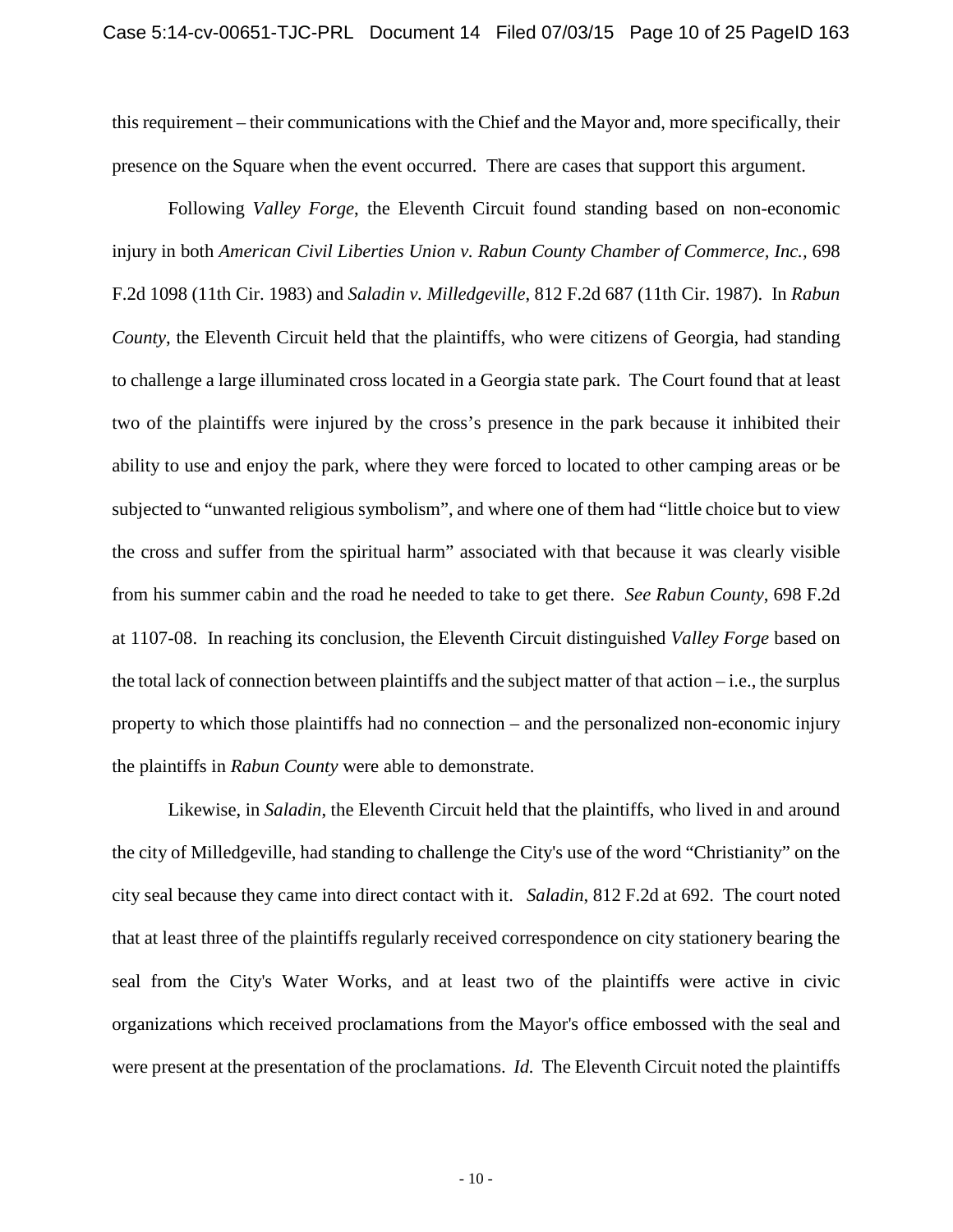this requirement – their communications with the Chief and the Mayor and, more specifically, their presence on the Square when the event occurred. There are cases that support this argument.

Following *Valley Forge*, the Eleventh Circuit found standing based on non-economic injury in both *American Civil Liberties Union v. Rabun County Chamber of Commerce, Inc.*, 698 F.2d 1098 (11th Cir. 1983) and *Saladin v. Milledgeville*, 812 F.2d 687 (11th Cir. 1987). In *Rabun County*, the Eleventh Circuit held that the plaintiffs, who were citizens of Georgia, had standing to challenge a large illuminated cross located in a Georgia state park. The Court found that at least two of the plaintiffs were injured by the cross's presence in the park because it inhibited their ability to use and enjoy the park, where they were forced to located to other camping areas or be subjected to "unwanted religious symbolism", and where one of them had "little choice but to view the cross and suffer from the spiritual harm" associated with that because it was clearly visible from his summer cabin and the road he needed to take to get there. *See Rabun County*, 698 F.2d at 1107-08. In reaching its conclusion, the Eleventh Circuit distinguished *Valley Forge* based on the total lack of connection between plaintiffs and the subject matter of that action – i.e., the surplus property to which those plaintiffs had no connection – and the personalized non-economic injury the plaintiffs in *Rabun County* were able to demonstrate.

Likewise, in *Saladin*, the Eleventh Circuit held that the plaintiffs, who lived in and around the city of Milledgeville, had standing to challenge the City's use of the word "Christianity" on the city seal because they came into direct contact with it. *Saladin*, 812 F.2d at 692. The court noted that at least three of the plaintiffs regularly received correspondence on city stationery bearing the seal from the City's Water Works, and at least two of the plaintiffs were active in civic organizations which received proclamations from the Mayor's office embossed with the seal and were present at the presentation of the proclamations. *Id.* The Eleventh Circuit noted the plaintiffs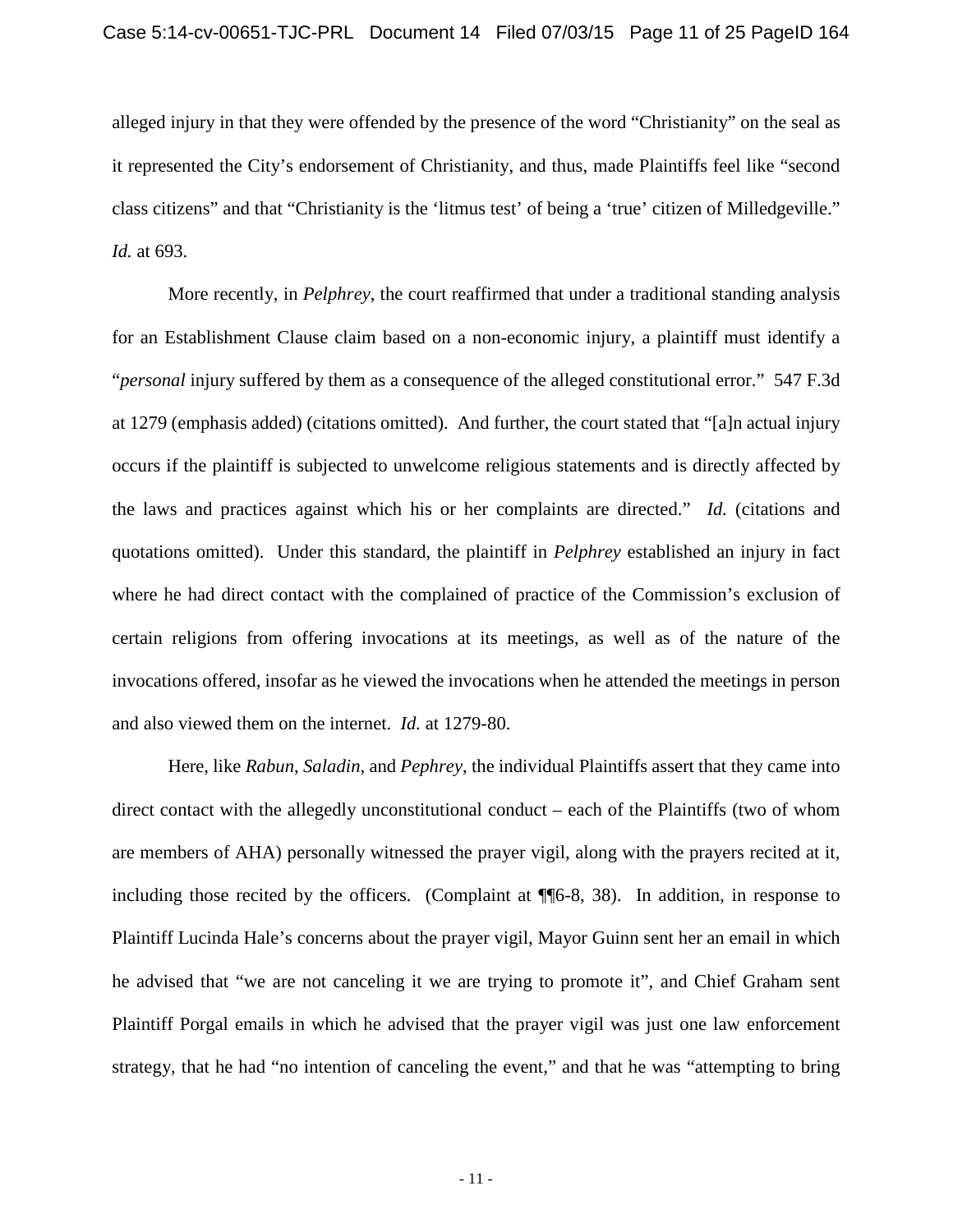alleged injury in that they were offended by the presence of the word "Christianity" on the seal as it represented the City's endorsement of Christianity, and thus, made Plaintiffs feel like "second class citizens" and that "Christianity is the 'litmus test' of being a 'true' citizen of Milledgeville." *Id.* at 693.

More recently, in *Pelphrey*, the court reaffirmed that under a traditional standing analysis for an Establishment Clause claim based on a non-economic injury, a plaintiff must identify a "*personal* injury suffered by them as a consequence of the alleged constitutional error." 547 F.3d at 1279 (emphasis added) (citations omitted). And further, the court stated that "[a]n actual injury occurs if the plaintiff is subjected to unwelcome religious statements and is directly affected by the laws and practices against which his or her complaints are directed." *Id.* (citations and quotations omitted). Under this standard, the plaintiff in *Pelphrey* established an injury in fact where he had direct contact with the complained of practice of the Commission's exclusion of certain religions from offering invocations at its meetings, as well as of the nature of the invocations offered, insofar as he viewed the invocations when he attended the meetings in person and also viewed them on the internet. *Id.* at 1279-80.

Here, like *Rabun*, *Saladin*, and *Pephrey*, the individual Plaintiffs assert that they came into direct contact with the allegedly unconstitutional conduct – each of the Plaintiffs (two of whom are members of AHA) personally witnessed the prayer vigil, along with the prayers recited at it, including those recited by the officers. (Complaint at ¶¶6-8, 38). In addition, in response to Plaintiff Lucinda Hale's concerns about the prayer vigil, Mayor Guinn sent her an email in which he advised that "we are not canceling it we are trying to promote it", and Chief Graham sent Plaintiff Porgal emails in which he advised that the prayer vigil was just one law enforcement strategy, that he had "no intention of canceling the event," and that he was "attempting to bring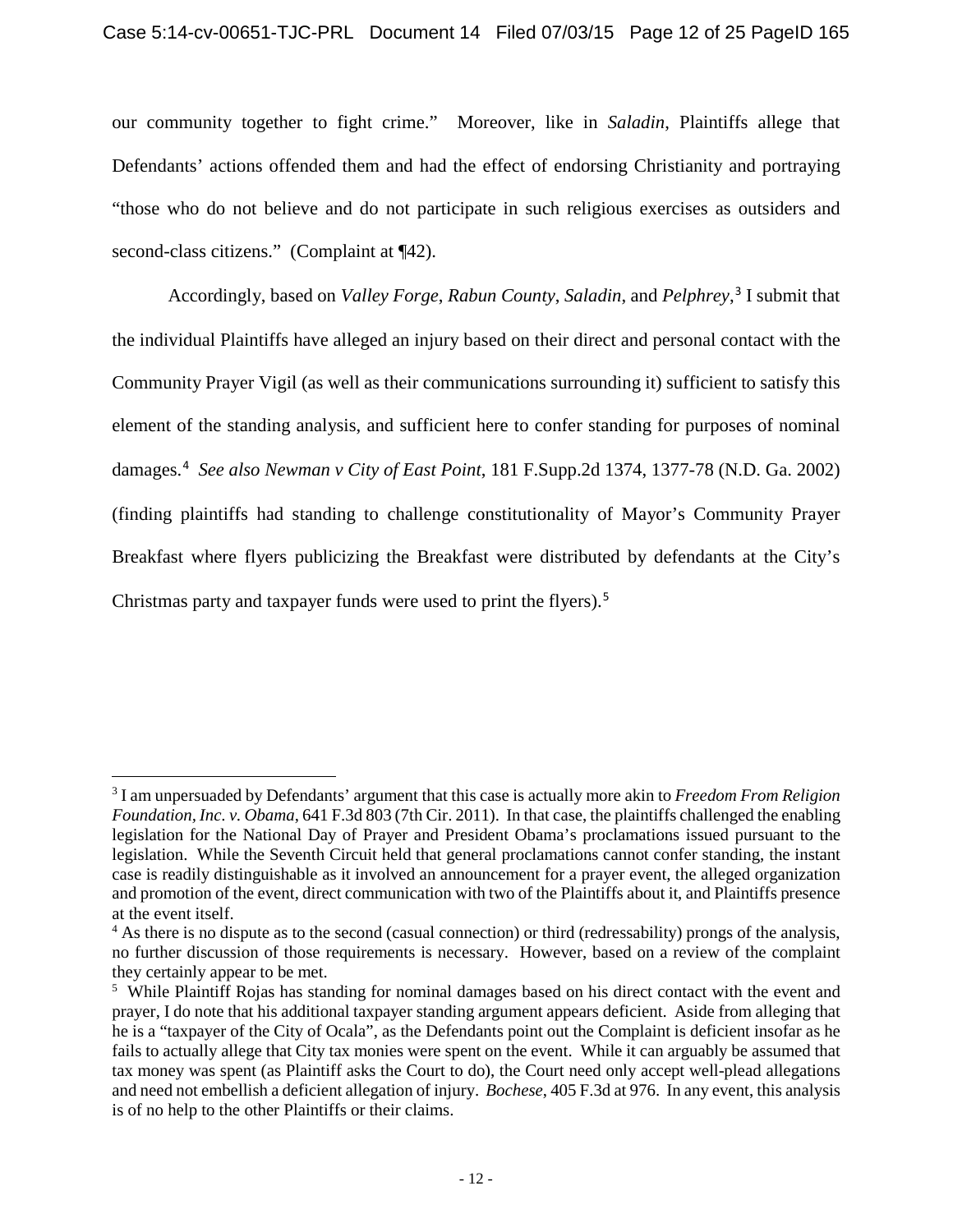our community together to fight crime." Moreover, like in *Saladin*, Plaintiffs allege that Defendants' actions offended them and had the effect of endorsing Christianity and portraying "those who do not believe and do not participate in such religious exercises as outsiders and second-class citizens." (Complaint at ¶42).

Accordingly, based on *Valley Forge*, *Rabun County*, *Saladin*, and *Pelphrey*,[3] I submit that the individual Plaintiffs have alleged an injury based on their direct and personal contact with the Community Prayer Vigil (as well as their communications surrounding it) sufficient to satisfy this element of the standing analysis, and sufficient here to confer standing for purposes of nominal damages.[4] *See also Newman v City of East Point*, 181 F.Supp.2d 1374, 1377-78 (N.D. Ga. 2002) (finding plaintiffs had standing to challenge constitutionality of Mayor's Community Prayer Breakfast where flyers publicizing the Breakfast were distributed by defendants at the City's Christmas party and taxpayer funds were used to print the flyers).[5]

---

[3] I am unpersuaded by Defendants' argument that this case is actually more akin to *Freedom From Religion Foundation, Inc. v. Obama*, 641 F.3d 803 (7th Cir. 2011). In that case, the plaintiffs challenged the enabling legislation for the National Day of Prayer and President Obama's proclamations issued pursuant to the legislation. While the Seventh Circuit held that general proclamations cannot confer standing, the instant case is readily distinguishable as it involved an announcement for a prayer event, the alleged organization and promotion of the event, direct communication with two of the Plaintiffs about it, and Plaintiffs presence at the event itself.

[4] As there is no dispute as to the second (casual connection) or third (redressability) prongs of the analysis, no further discussion of those requirements is necessary. However, based on a review of the complaint they certainly appear to be met.

[5] While Plaintiff Rojas has standing for nominal damages based on his direct contact with the event and prayer, I do note that his additional taxpayer standing argument appears deficient. Aside from alleging that he is a "taxpayer of the City of Ocala", as the Defendants point out the Complaint is deficient insofar as he fails to actually allege that City tax monies were spent on the event. While it can arguably be assumed that tax money was spent (as Plaintiff asks the Court to do), the Court need only accept well-plead allegations and need not embellish a deficient allegation of injury. *Bochese*, 405 F.3d at 976. In any event, this analysis is of no help to the other Plaintiffs or their claims.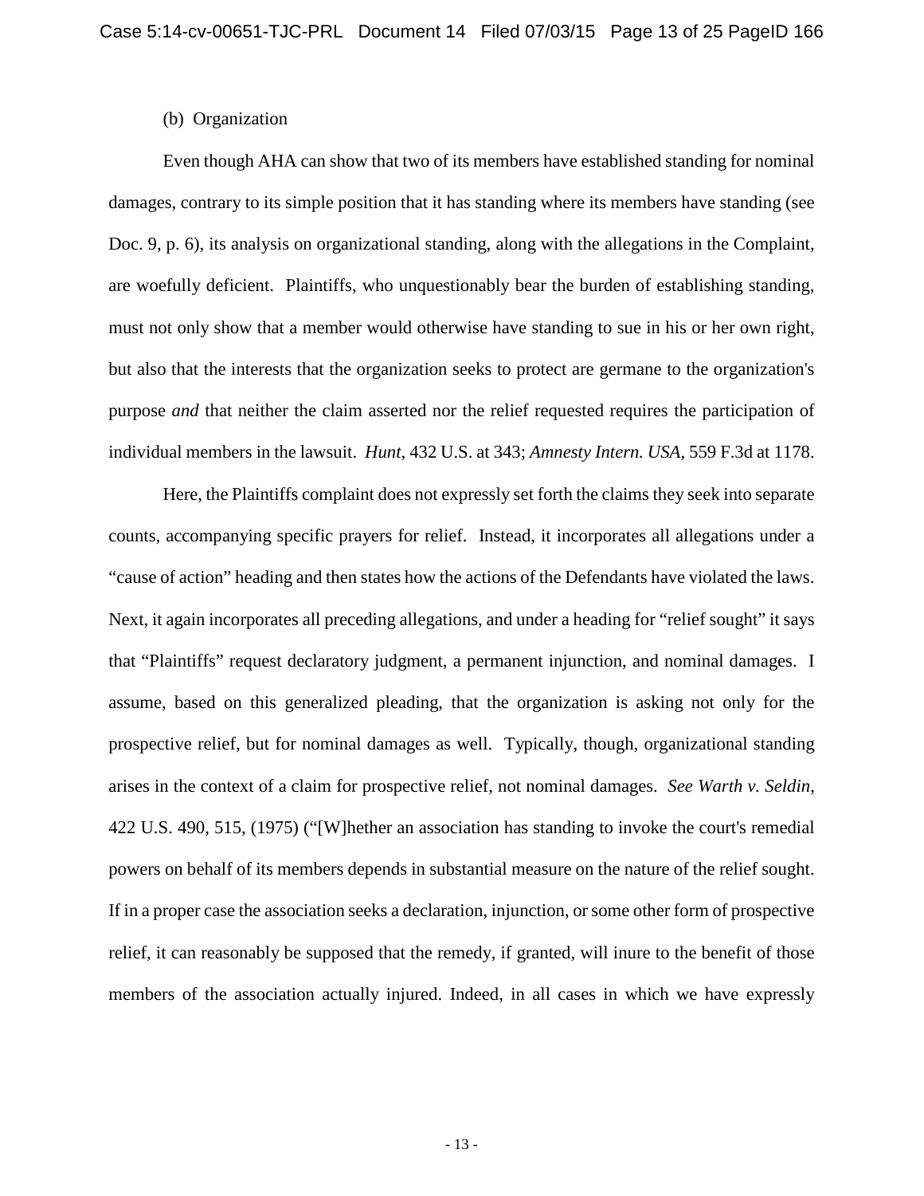(b) Organization

Even though AHA can show that two of its members have established standing for nominal damages, contrary to its simple position that it has standing where its members have standing (see Doc. 9, p. 6), its analysis on organizational standing, along with the allegations in the Complaint, are woefully deficient. Plaintiffs, who unquestionably bear the burden of establishing standing, must not only show that a member would otherwise have standing to sue in his or her own right, but also that the interests that the organization seeks to protect are germane to the organization's purpose *and* that neither the claim asserted nor the relief requested requires the participation of individual members in the lawsuit. *Hunt*, 432 U.S. at 343; *Amnesty Intern. USA*, 559 F.3d at 1178.

Here, the Plaintiffs complaint does not expressly set forth the claims they seek into separate counts, accompanying specific prayers for relief. Instead, it incorporates all allegations under a "cause of action" heading and then states how the actions of the Defendants have violated the laws. Next, it again incorporates all preceding allegations, and under a heading for "relief sought" it says that "Plaintiffs" request declaratory judgment, a permanent injunction, and nominal damages. I assume, based on this generalized pleading, that the organization is asking not only for the prospective relief, but for nominal damages as well. Typically, though, organizational standing arises in the context of a claim for prospective relief, not nominal damages. *See Warth v. Seldin*, 422 U.S. 490, 515, (1975) ("[W]hether an association has standing to invoke the court's remedial powers on behalf of its members depends in substantial measure on the nature of the relief sought. If in a proper case the association seeks a declaration, injunction, or some other form of prospective relief, it can reasonably be supposed that the remedy, if granted, will inure to the benefit of those members of the association actually injured. Indeed, in all cases in which we have expressly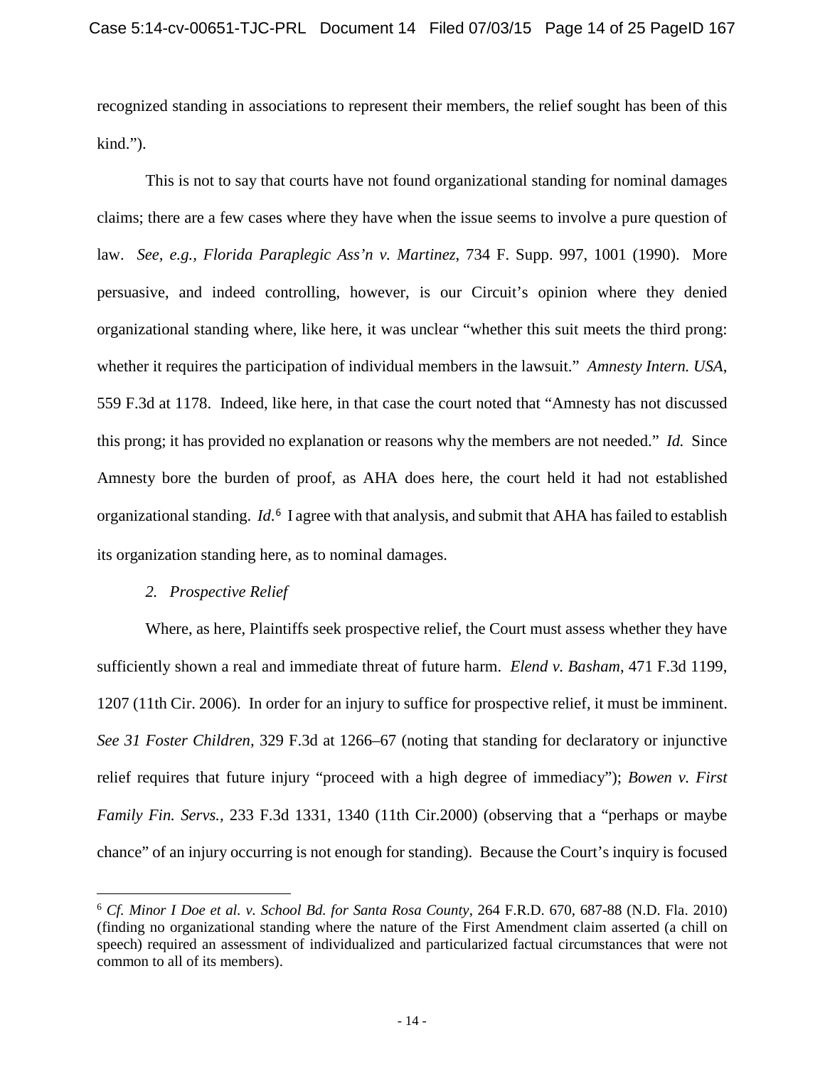recognized standing in associations to represent their members, the relief sought has been of this kind.").

This is not to say that courts have not found organizational standing for nominal damages claims; there are a few cases where they have when the issue seems to involve a pure question of law. *See, e.g.*, *Florida Paraplegic Ass'n v. Martinez*, 734 F. Supp. 997, 1001 (1990). More persuasive, and indeed controlling, however, is our Circuit's opinion where they denied organizational standing where, like here, it was unclear "whether this suit meets the third prong: whether it requires the participation of individual members in the lawsuit." *Amnesty Intern. USA*, 559 F.3d at 1178. Indeed, like here, in that case the court noted that "Amnesty has not discussed this prong; it has provided no explanation or reasons why the members are not needed." *Id.* Since Amnesty bore the burden of proof, as AHA does here, the court held it had not established organizational standing. *Id.*[6] I agree with that analysis, and submit that AHA has failed to establish its organization standing here, as to nominal damages.

*2. Prospective Relief*

Where, as here, Plaintiffs seek prospective relief, the Court must assess whether they have sufficiently shown a real and immediate threat of future harm. *Elend v. Basham*, 471 F.3d 1199, 1207 (11th Cir. 2006). In order for an injury to suffice for prospective relief, it must be imminent. *See 31 Foster Children*, 329 F.3d at 1266–67 (noting that standing for declaratory or injunctive relief requires that future injury "proceed with a high degree of immediacy"); *Bowen v. First Family Fin. Servs.*, 233 F.3d 1331, 1340 (11th Cir.2000) (observing that a "perhaps or maybe chance" of an injury occurring is not enough for standing). Because the Court's inquiry is focused

[6] *Cf. Minor I Doe et al. v. School Bd. for Santa Rosa County*, 264 F.R.D. 670, 687-88 (N.D. Fla. 2010) (finding no organizational standing where the nature of the First Amendment claim asserted (a chill on speech) required an assessment of individualized and particularized factual circumstances that were not common to all of its members).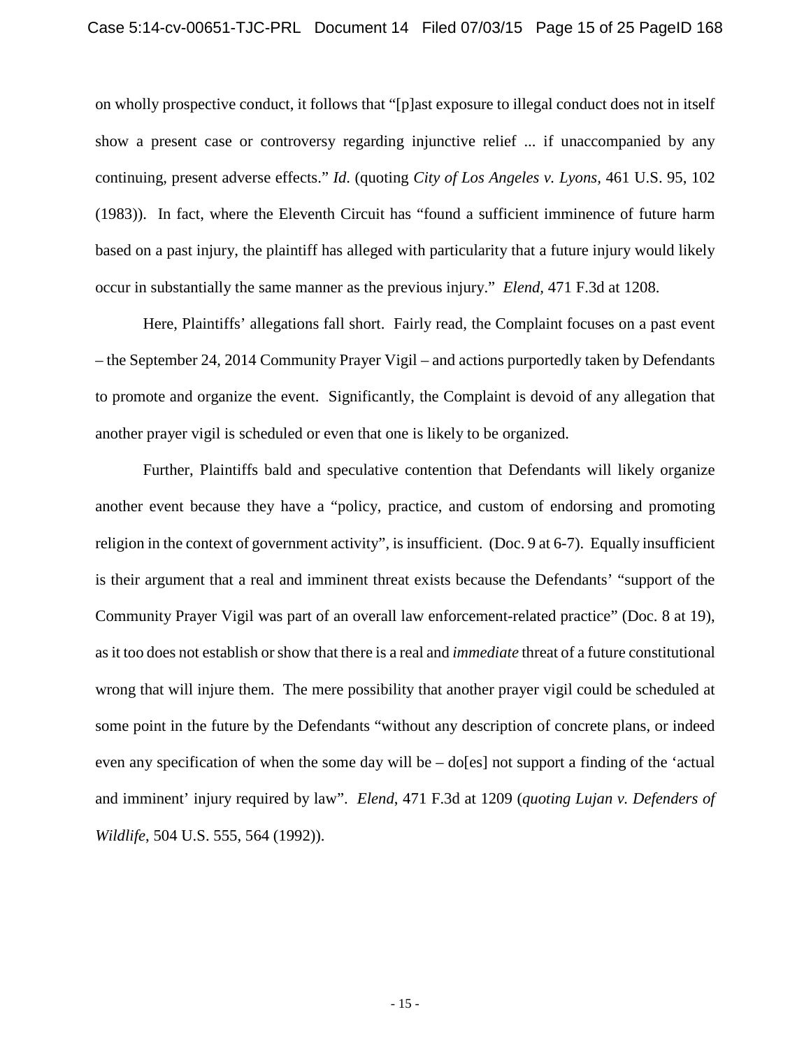on wholly prospective conduct, it follows that "[p]ast exposure to illegal conduct does not in itself show a present case or controversy regarding injunctive relief ... if unaccompanied by any continuing, present adverse effects." *Id*. (quoting *City of Los Angeles v. Lyons*, 461 U.S. 95, 102 (1983)). In fact, where the Eleventh Circuit has "found a sufficient imminence of future harm based on a past injury, the plaintiff has alleged with particularity that a future injury would likely occur in substantially the same manner as the previous injury." *Elend*, 471 F.3d at 1208.

Here, Plaintiffs' allegations fall short. Fairly read, the Complaint focuses on a past event – the September 24, 2014 Community Prayer Vigil – and actions purportedly taken by Defendants to promote and organize the event. Significantly, the Complaint is devoid of any allegation that another prayer vigil is scheduled or even that one is likely to be organized.

Further, Plaintiffs bald and speculative contention that Defendants will likely organize another event because they have a "policy, practice, and custom of endorsing and promoting religion in the context of government activity", is insufficient. (Doc. 9 at 6-7). Equally insufficient is their argument that a real and imminent threat exists because the Defendants' "support of the Community Prayer Vigil was part of an overall law enforcement-related practice" (Doc. 8 at 19), as it too does not establish or show that there is a real and *immediate* threat of a future constitutional wrong that will injure them. The mere possibility that another prayer vigil could be scheduled at some point in the future by the Defendants "without any description of concrete plans, or indeed even any specification of when the some day will be – do[es] not support a finding of the 'actual and imminent' injury required by law". *Elend*, 471 F.3d at 1209 (*quoting Lujan v. Defenders of Wildlife*, 504 U.S. 555, 564 (1992)).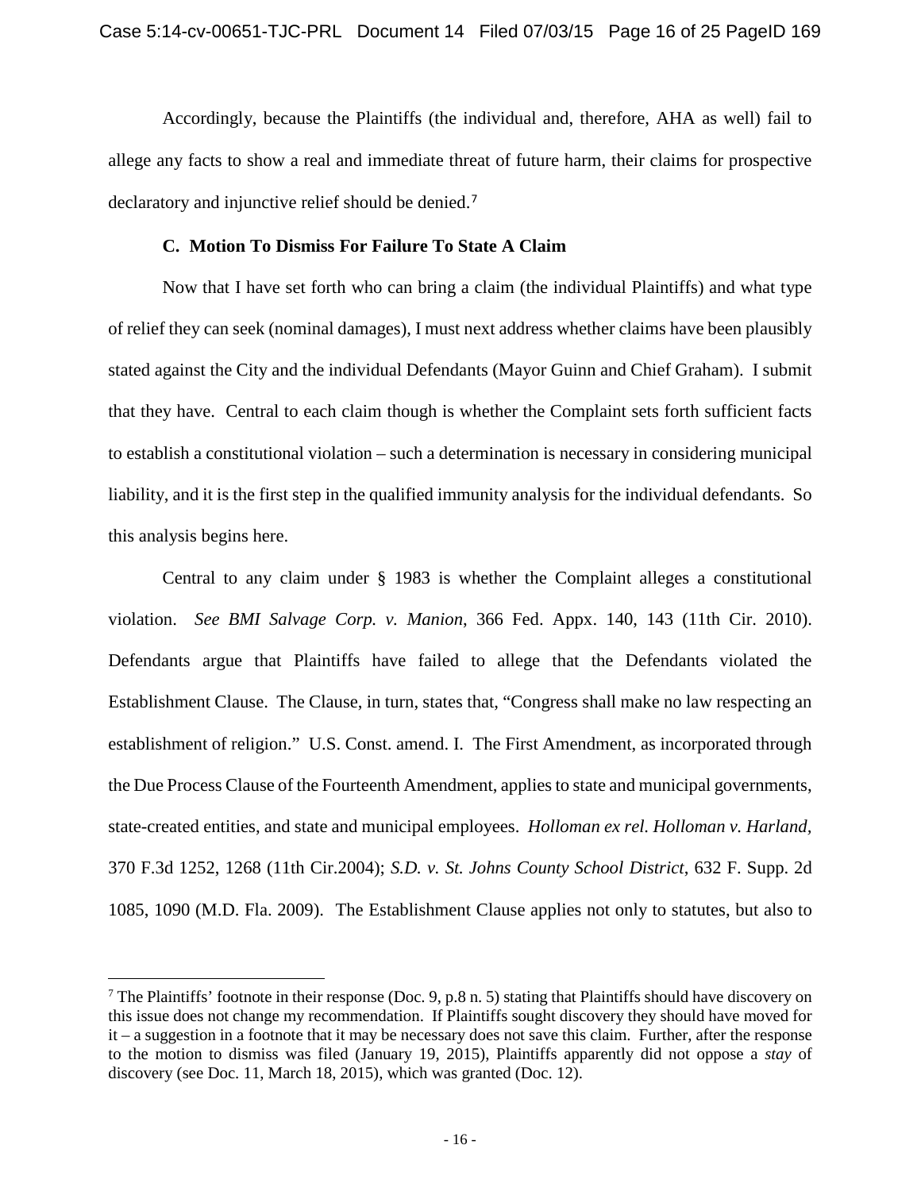Accordingly, because the Plaintiffs (the individual and, therefore, AHA as well) fail to allege any facts to show a real and immediate threat of future harm, their claims for prospective declaratory and injunctive relief should be denied.[7]

### C. Motion To Dismiss For Failure To State A Claim

Now that I have set forth who can bring a claim (the individual Plaintiffs) and what type of relief they can seek (nominal damages), I must next address whether claims have been plausibly stated against the City and the individual Defendants (Mayor Guinn and Chief Graham). I submit that they have. Central to each claim though is whether the Complaint sets forth sufficient facts to establish a constitutional violation – such a determination is necessary in considering municipal liability, and it is the first step in the qualified immunity analysis for the individual defendants. So this analysis begins here.

Central to any claim under § 1983 is whether the Complaint alleges a constitutional violation. *See BMI Salvage Corp. v. Manion*, 366 Fed. Appx. 140, 143 (11th Cir. 2010). Defendants argue that Plaintiffs have failed to allege that the Defendants violated the Establishment Clause. The Clause, in turn, states that, "Congress shall make no law respecting an establishment of religion." U.S. Const. amend. I. The First Amendment, as incorporated through the Due Process Clause of the Fourteenth Amendment, applies to state and municipal governments, state-created entities, and state and municipal employees. *Holloman ex rel. Holloman v. Harland*, 370 F.3d 1252, 1268 (11th Cir.2004); *S.D. v. St. Johns County School District*, 632 F. Supp. 2d 1085, 1090 (M.D. Fla. 2009). The Establishment Clause applies not only to statutes, but also to

---

[7] The Plaintiffs' footnote in their response (Doc. 9, p.8 n. 5) stating that Plaintiffs should have discovery on this issue does not change my recommendation. If Plaintiffs sought discovery they should have moved for it – a suggestion in a footnote that it may be necessary does not save this claim. Further, after the response to the motion to dismiss was filed (January 19, 2015), Plaintiffs apparently did not oppose a *stay* of discovery (see Doc. 11, March 18, 2015), which was granted (Doc. 12).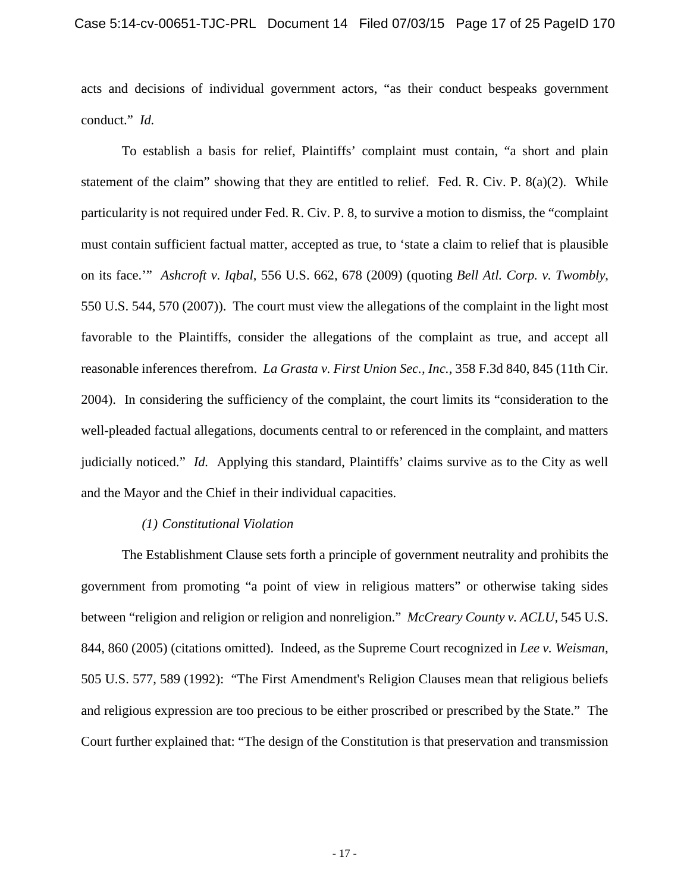acts and decisions of individual government actors, "as their conduct bespeaks government conduct." *Id.*

To establish a basis for relief, Plaintiffs' complaint must contain, "a short and plain statement of the claim" showing that they are entitled to relief. Fed. R. Civ. P. 8(a)(2). While particularity is not required under Fed. R. Civ. P. 8, to survive a motion to dismiss, the "complaint must contain sufficient factual matter, accepted as true, to 'state a claim to relief that is plausible on its face.'" *Ashcroft v. Iqbal*, 556 U.S. 662, 678 (2009) (quoting *Bell Atl. Corp. v. Twombly*, 550 U.S. 544, 570 (2007)). The court must view the allegations of the complaint in the light most favorable to the Plaintiffs, consider the allegations of the complaint as true, and accept all reasonable inferences therefrom. *La Grasta v. First Union Sec., Inc.*, 358 F.3d 840, 845 (11th Cir. 2004). In considering the sufficiency of the complaint, the court limits its "consideration to the well-pleaded factual allegations, documents central to or referenced in the complaint, and matters judicially noticed." *Id.* Applying this standard, Plaintiffs' claims survive as to the City as well and the Mayor and the Chief in their individual capacities.

*(1) Constitutional Violation*

The Establishment Clause sets forth a principle of government neutrality and prohibits the government from promoting "a point of view in religious matters" or otherwise taking sides between "religion and religion or religion and nonreligion." *McCreary County v. ACLU*, 545 U.S. 844, 860 (2005) (citations omitted). Indeed, as the Supreme Court recognized in *Lee v. Weisman*, 505 U.S. 577, 589 (1992): "The First Amendment's Religion Clauses mean that religious beliefs and religious expression are too precious to be either proscribed or prescribed by the State." The Court further explained that: "The design of the Constitution is that preservation and transmission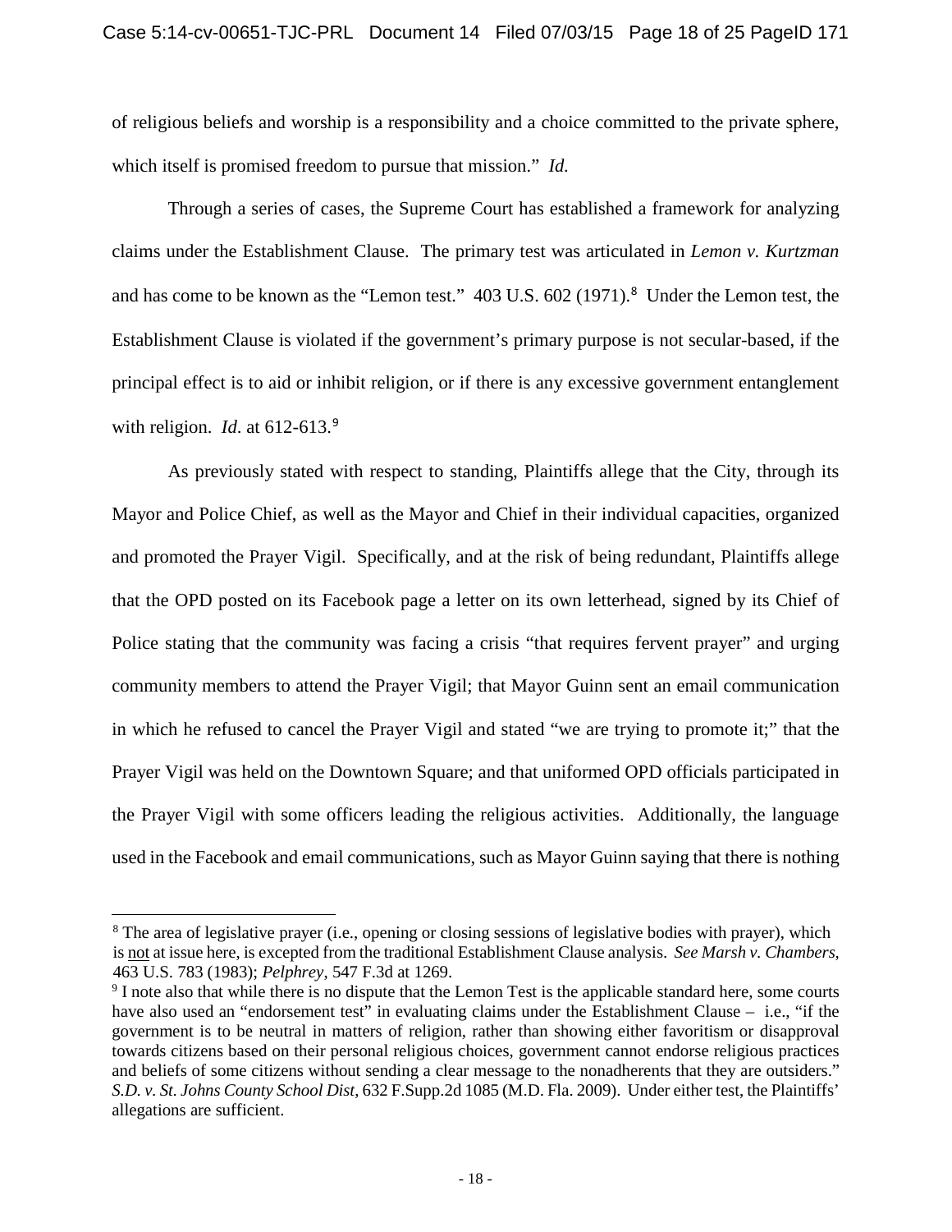of religious beliefs and worship is a responsibility and a choice committed to the private sphere, which itself is promised freedom to pursue that mission." *Id.*

Through a series of cases, the Supreme Court has established a framework for analyzing claims under the Establishment Clause. The primary test was articulated in *Lemon v. Kurtzman* and has come to be known as the "Lemon test." 403 U.S. 602 (1971).[8] Under the Lemon test, the Establishment Clause is violated if the government's primary purpose is not secular-based, if the principal effect is to aid or inhibit religion, or if there is any excessive government entanglement with religion. *Id*. at 612-613.[9]

As previously stated with respect to standing, Plaintiffs allege that the City, through its Mayor and Police Chief, as well as the Mayor and Chief in their individual capacities, organized and promoted the Prayer Vigil. Specifically, and at the risk of being redundant, Plaintiffs allege that the OPD posted on its Facebook page a letter on its own letterhead, signed by its Chief of Police stating that the community was facing a crisis "that requires fervent prayer" and urging community members to attend the Prayer Vigil; that Mayor Guinn sent an email communication in which he refused to cancel the Prayer Vigil and stated "we are trying to promote it;" that the Prayer Vigil was held on the Downtown Square; and that uniformed OPD officials participated in the Prayer Vigil with some officers leading the religious activities. Additionally, the language used in the Facebook and email communications, such as Mayor Guinn saying that there is nothing

---

[8] The area of legislative prayer (i.e., opening or closing sessions of legislative bodies with prayer), which is not at issue here, is excepted from the traditional Establishment Clause analysis. *See Marsh v. Chambers*, 463 U.S. 783 (1983); *Pelphrey*, 547 F.3d at 1269.

[9] I note also that while there is no dispute that the Lemon Test is the applicable standard here, some courts have also used an "endorsement test" in evaluating claims under the Establishment Clause – i.e., "if the government is to be neutral in matters of religion, rather than showing either favoritism or disapproval towards citizens based on their personal religious choices, government cannot endorse religious practices and beliefs of some citizens without sending a clear message to the nonadherents that they are outsiders." *S.D. v. St. Johns County School Dist*, 632 F.Supp.2d 1085 (M.D. Fla. 2009). Under either test, the Plaintiffs' allegations are sufficient.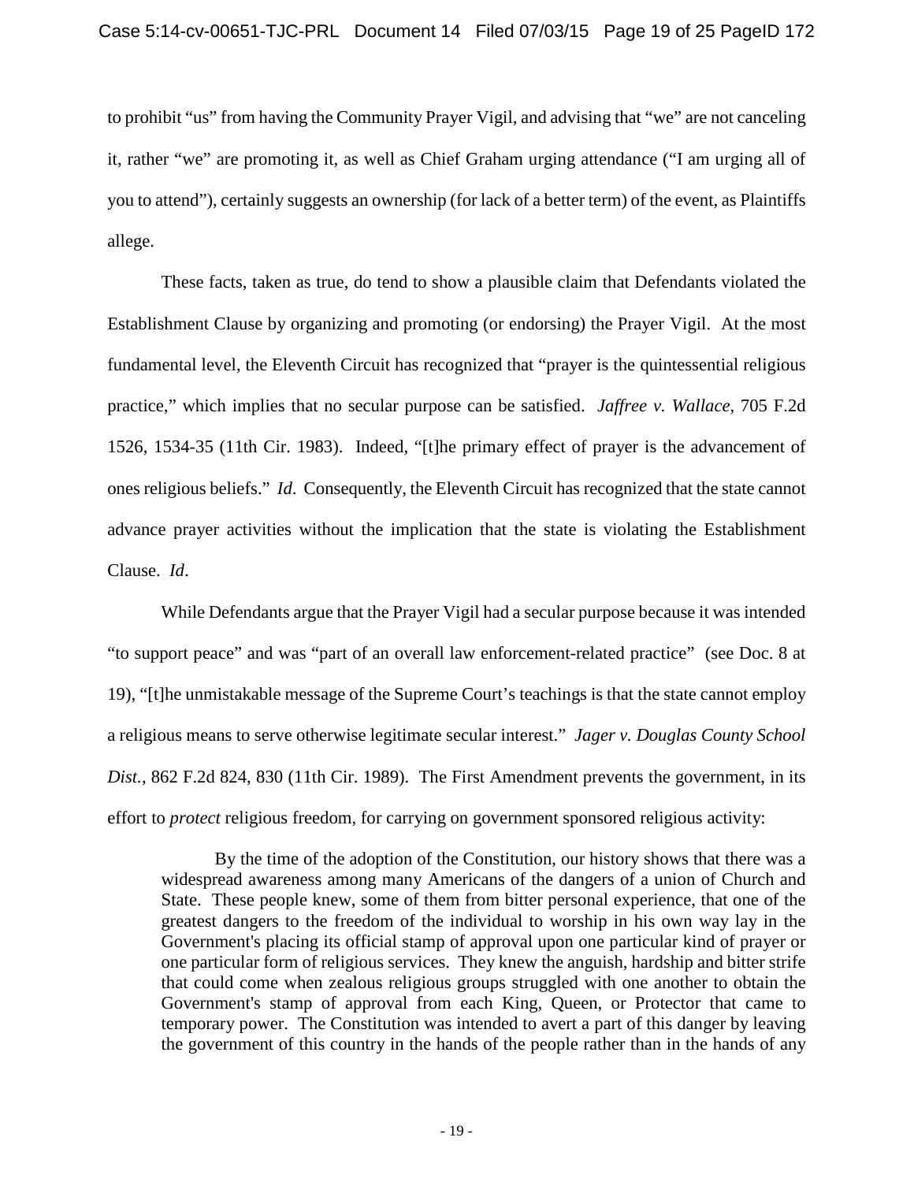to prohibit "us" from having the Community Prayer Vigil, and advising that "we" are not canceling it, rather "we" are promoting it, as well as Chief Graham urging attendance ("I am urging all of you to attend"), certainly suggests an ownership (for lack of a better term) of the event, as Plaintiffs allege.

These facts, taken as true, do tend to show a plausible claim that Defendants violated the Establishment Clause by organizing and promoting (or endorsing) the Prayer Vigil. At the most fundamental level, the Eleventh Circuit has recognized that "prayer is the quintessential religious practice," which implies that no secular purpose can be satisfied. *Jaffree v. Wallace*, 705 F.2d 1526, 1534-35 (11th Cir. 1983). Indeed, "[t]he primary effect of prayer is the advancement of ones religious beliefs." *Id*. Consequently, the Eleventh Circuit has recognized that the state cannot advance prayer activities without the implication that the state is violating the Establishment Clause. *Id*.

While Defendants argue that the Prayer Vigil had a secular purpose because it was intended "to support peace" and was "part of an overall law enforcement-related practice" (see Doc. 8 at 19), "[t]he unmistakable message of the Supreme Court's teachings is that the state cannot employ a religious means to serve otherwise legitimate secular interest." *Jager v. Douglas County School Dist.*, 862 F.2d 824, 830 (11th Cir. 1989). The First Amendment prevents the government, in its effort to *protect* religious freedom, for carrying on government sponsored religious activity:

> By the time of the adoption of the Constitution, our history shows that there was a widespread awareness among many Americans of the dangers of a union of Church and State. These people knew, some of them from bitter personal experience, that one of the greatest dangers to the freedom of the individual to worship in his own way lay in the Government's placing its official stamp of approval upon one particular kind of prayer or one particular form of religious services. They knew the anguish, hardship and bitter strife that could come when zealous religious groups struggled with one another to obtain the Government's stamp of approval from each King, Queen, or Protector that came to temporary power. The Constitution was intended to avert a part of this danger by leaving the government of this country in the hands of the people rather than in the hands of any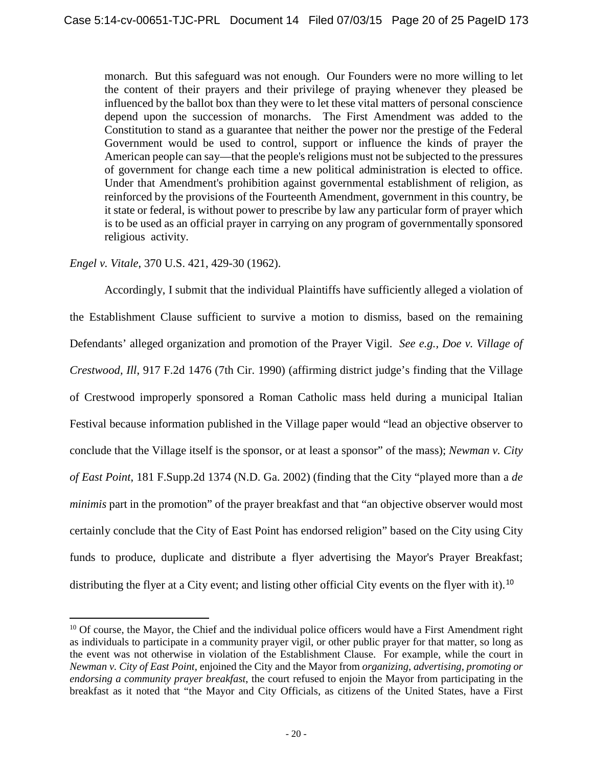> monarch. But this safeguard was not enough. Our Founders were no more willing to let the content of their prayers and their privilege of praying whenever they pleased be influenced by the ballot box than they were to let these vital matters of personal conscience depend upon the succession of monarchs. The First Amendment was added to the Constitution to stand as a guarantee that neither the power nor the prestige of the Federal Government would be used to control, support or influence the kinds of prayer the American people can say—that the people's religions must not be subjected to the pressures of government for change each time a new political administration is elected to office. Under that Amendment's prohibition against governmental establishment of religion, as reinforced by the provisions of the Fourteenth Amendment, government in this country, be it state or federal, is without power to prescribe by law any particular form of prayer which is to be used as an official prayer in carrying on any program of governmentally sponsored religious activity.

*Engel v. Vitale*, 370 U.S. 421, 429-30 (1962).

Accordingly, I submit that the individual Plaintiffs have sufficiently alleged a violation of the Establishment Clause sufficient to survive a motion to dismiss, based on the remaining Defendants' alleged organization and promotion of the Prayer Vigil. *See e.g., Doe v. Village of Crestwood, Ill*, 917 F.2d 1476 (7th Cir. 1990) (affirming district judge's finding that the Village of Crestwood improperly sponsored a Roman Catholic mass held during a municipal Italian Festival because information published in the Village paper would "lead an objective observer to conclude that the Village itself is the sponsor, or at least a sponsor" of the mass); *Newman v. City of East Point*, 181 F.Supp.2d 1374 (N.D. Ga. 2002) (finding that the City "played more than a *de minimis* part in the promotion" of the prayer breakfast and that "an objective observer would most certainly conclude that the City of East Point has endorsed religion" based on the City using City funds to produce, duplicate and distribute a flyer advertising the Mayor's Prayer Breakfast; distributing the flyer at a City event; and listing other official City events on the flyer with it).[10]

---

[10] Of course, the Mayor, the Chief and the individual police officers would have a First Amendment right as individuals to participate in a community prayer vigil, or other public prayer for that matter, so long as the event was not otherwise in violation of the Establishment Clause. For example, while the court in *Newman v. City of East Point*, enjoined the City and the Mayor from *organizing, advertising, promoting or endorsing a community prayer breakfast*, the court refused to enjoin the Mayor from participating in the breakfast as it noted that "the Mayor and City Officials, as citizens of the United States, have a First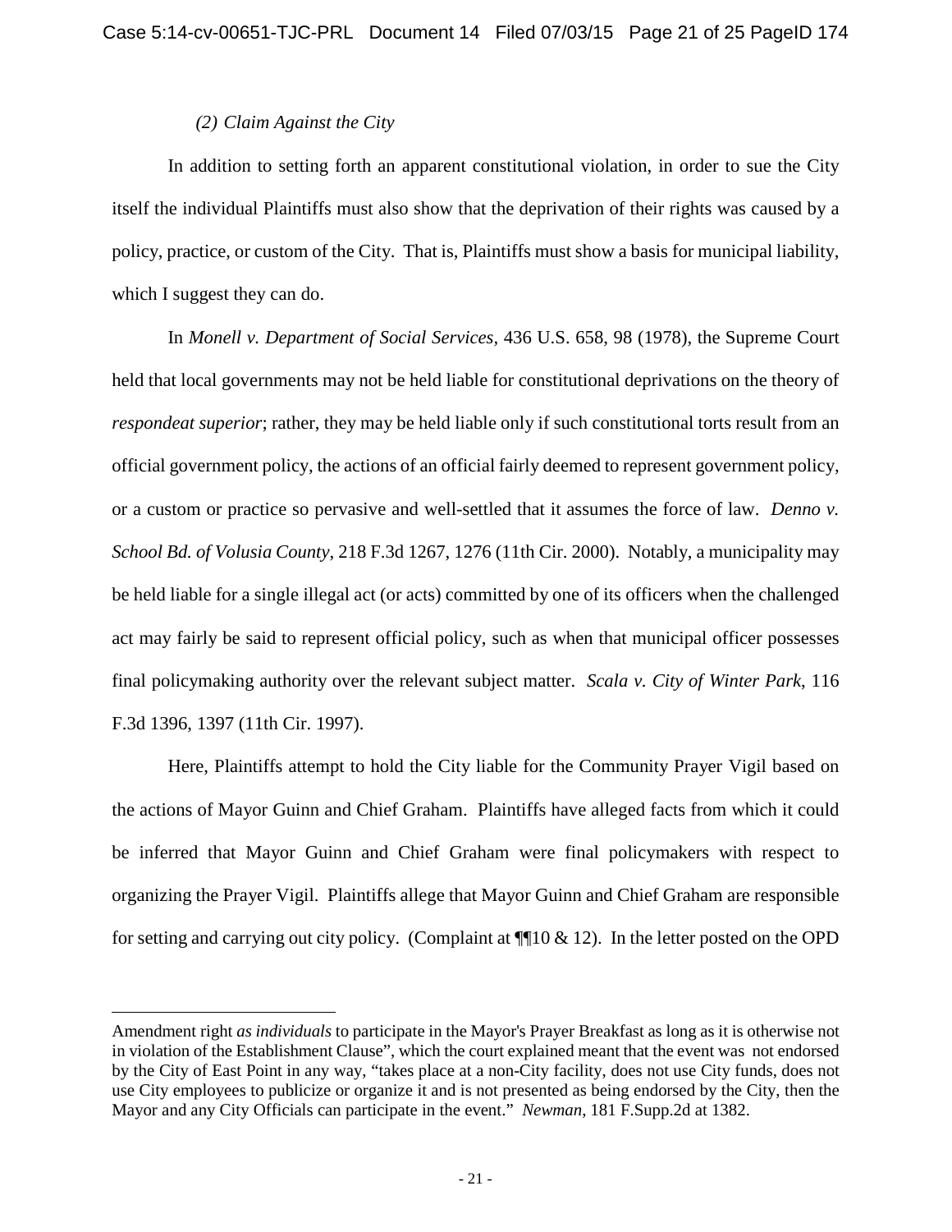*(2) Claim Against the City*

In addition to setting forth an apparent constitutional violation, in order to sue the City itself the individual Plaintiffs must also show that the deprivation of their rights was caused by a policy, practice, or custom of the City. That is, Plaintiffs must show a basis for municipal liability, which I suggest they can do.

In *Monell v. Department of Social Services*, 436 U.S. 658, 98 (1978), the Supreme Court held that local governments may not be held liable for constitutional deprivations on the theory of *respondeat superior*; rather, they may be held liable only if such constitutional torts result from an official government policy, the actions of an official fairly deemed to represent government policy, or a custom or practice so pervasive and well-settled that it assumes the force of law. *Denno v. School Bd. of Volusia County*, 218 F.3d 1267, 1276 (11th Cir. 2000). Notably, a municipality may be held liable for a single illegal act (or acts) committed by one of its officers when the challenged act may fairly be said to represent official policy, such as when that municipal officer possesses final policymaking authority over the relevant subject matter. *Scala v. City of Winter Park*, 116 F.3d 1396, 1397 (11th Cir. 1997).

Here, Plaintiffs attempt to hold the City liable for the Community Prayer Vigil based on the actions of Mayor Guinn and Chief Graham. Plaintiffs have alleged facts from which it could be inferred that Mayor Guinn and Chief Graham were final policymakers with respect to organizing the Prayer Vigil. Plaintiffs allege that Mayor Guinn and Chief Graham are responsible for setting and carrying out city policy. (Complaint at ¶¶10 & 12). In the letter posted on the OPD

---

Amendment right *as individuals* to participate in the Mayor's Prayer Breakfast as long as it is otherwise not in violation of the Establishment Clause", which the court explained meant that the event was not endorsed by the City of East Point in any way, "takes place at a non-City facility, does not use City funds, does not use City employees to publicize or organize it and is not presented as being endorsed by the City, then the Mayor and any City Officials can participate in the event." *Newman*, 181 F.Supp.2d at 1382.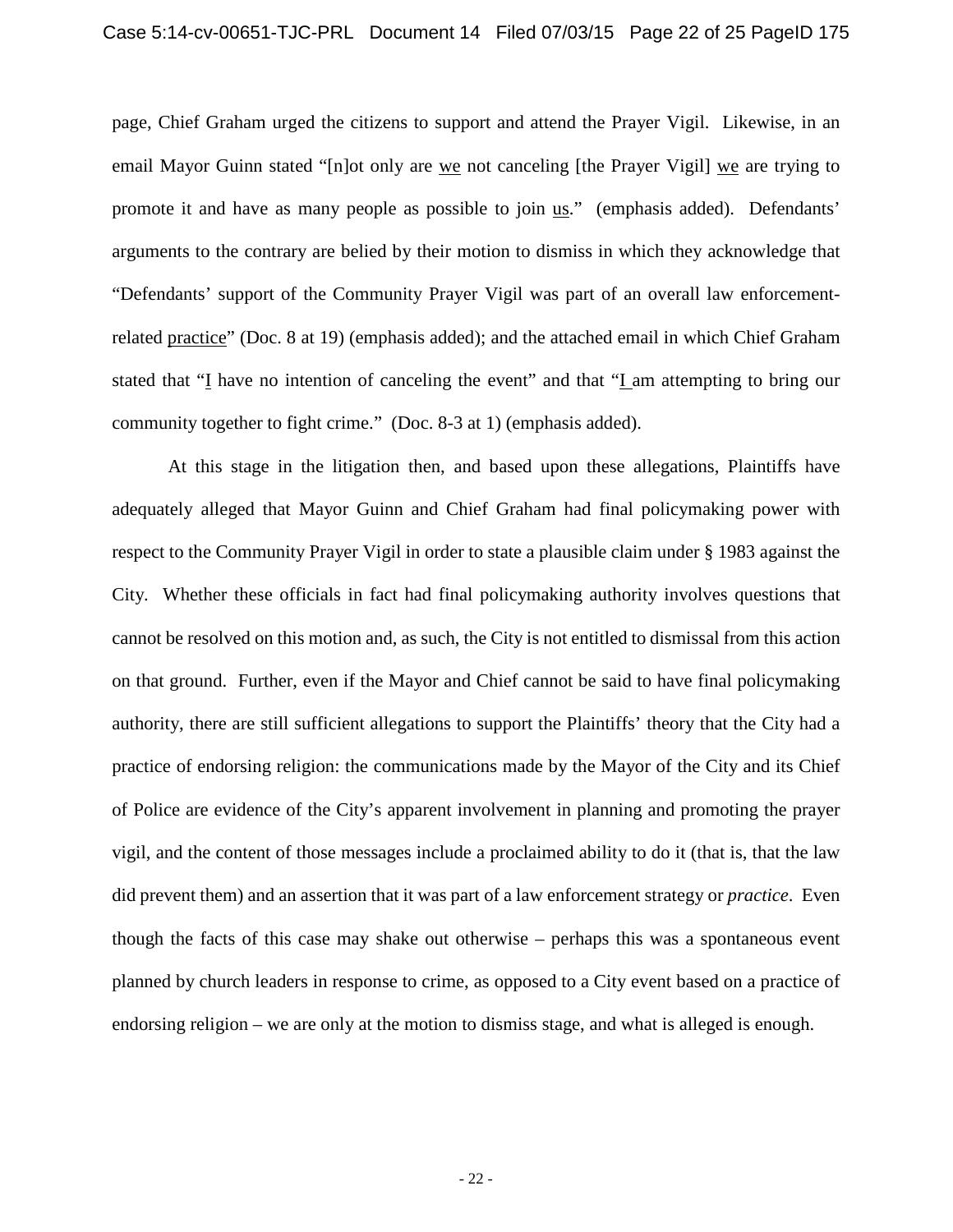page, Chief Graham urged the citizens to support and attend the Prayer Vigil. Likewise, in an email Mayor Guinn stated "[n]ot only are <u>we</u> not canceling [the Prayer Vigil] <u>we</u> are trying to promote it and have as many people as possible to join <u>us</u>." (emphasis added). Defendants' arguments to the contrary are belied by their motion to dismiss in which they acknowledge that "Defendants' support of the Community Prayer Vigil was part of an overall law enforcement-related <u>practice</u>" (Doc. 8 at 19) (emphasis added); and the attached email in which Chief Graham stated that "<u>I</u> have no intention of canceling the event" and that "<u>I</u> am attempting to bring our community together to fight crime." (Doc. 8-3 at 1) (emphasis added).

At this stage in the litigation then, and based upon these allegations, Plaintiffs have adequately alleged that Mayor Guinn and Chief Graham had final policymaking power with respect to the Community Prayer Vigil in order to state a plausible claim under § 1983 against the City. Whether these officials in fact had final policymaking authority involves questions that cannot be resolved on this motion and, as such, the City is not entitled to dismissal from this action on that ground. Further, even if the Mayor and Chief cannot be said to have final policymaking authority, there are still sufficient allegations to support the Plaintiffs' theory that the City had a practice of endorsing religion: the communications made by the Mayor of the City and its Chief of Police are evidence of the City's apparent involvement in planning and promoting the prayer vigil, and the content of those messages include a proclaimed ability to do it (that is, that the law did prevent them) and an assertion that it was part of a law enforcement strategy or *practice*. Even though the facts of this case may shake out otherwise – perhaps this was a spontaneous event planned by church leaders in response to crime, as opposed to a City event based on a practice of endorsing religion – we are only at the motion to dismiss stage, and what is alleged is enough.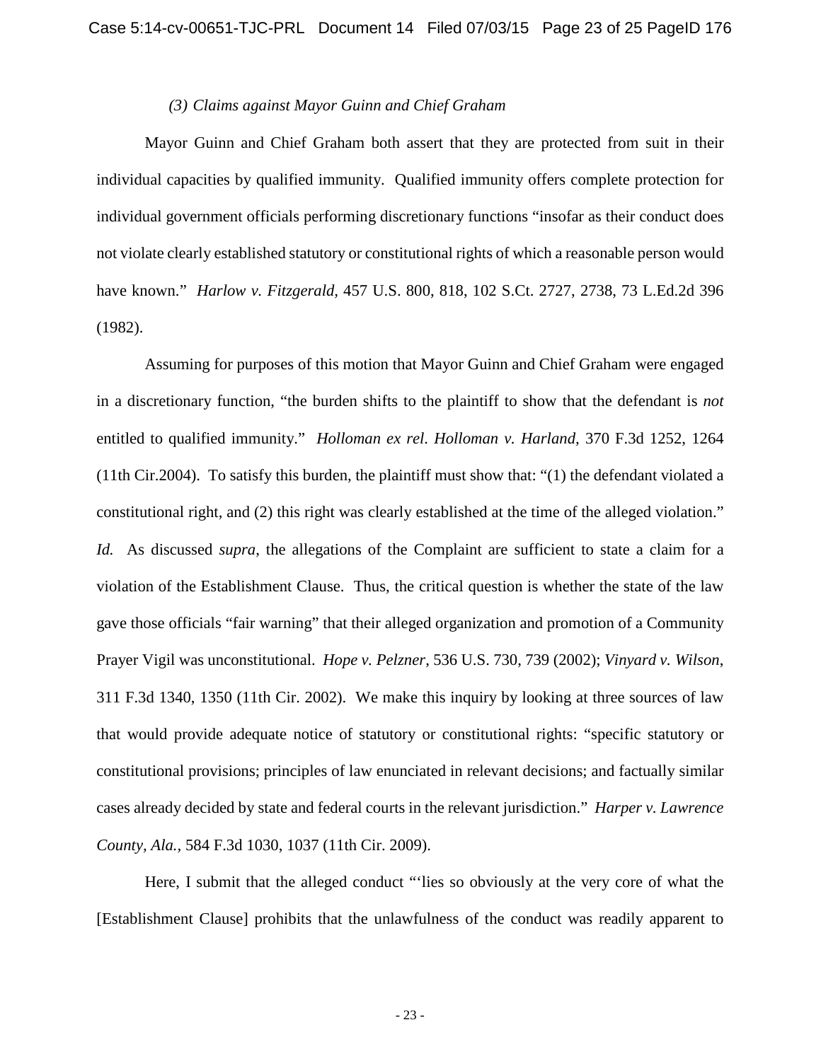*(3) Claims against Mayor Guinn and Chief Graham*

Mayor Guinn and Chief Graham both assert that they are protected from suit in their individual capacities by qualified immunity. Qualified immunity offers complete protection for individual government officials performing discretionary functions "insofar as their conduct does not violate clearly established statutory or constitutional rights of which a reasonable person would have known." *Harlow v. Fitzgerald*, 457 U.S. 800, 818, 102 S.Ct. 2727, 2738, 73 L.Ed.2d 396 (1982).

Assuming for purposes of this motion that Mayor Guinn and Chief Graham were engaged in a discretionary function, "the burden shifts to the plaintiff to show that the defendant is *not* entitled to qualified immunity." *Holloman ex rel. Holloman v. Harland*, 370 F.3d 1252, 1264 (11th Cir.2004). To satisfy this burden, the plaintiff must show that: "(1) the defendant violated a constitutional right, and (2) this right was clearly established at the time of the alleged violation." *Id.* As discussed *supra*, the allegations of the Complaint are sufficient to state a claim for a violation of the Establishment Clause. Thus, the critical question is whether the state of the law gave those officials "fair warning" that their alleged organization and promotion of a Community Prayer Vigil was unconstitutional. *Hope v. Pelzner*, 536 U.S. 730, 739 (2002); *Vinyard v. Wilson*, 311 F.3d 1340, 1350 (11th Cir. 2002). We make this inquiry by looking at three sources of law that would provide adequate notice of statutory or constitutional rights: "specific statutory or constitutional provisions; principles of law enunciated in relevant decisions; and factually similar cases already decided by state and federal courts in the relevant jurisdiction." *Harper v. Lawrence County, Ala.*, 584 F.3d 1030, 1037 (11th Cir. 2009).

Here, I submit that the alleged conduct "'lies so obviously at the very core of what the [Establishment Clause] prohibits that the unlawfulness of the conduct was readily apparent to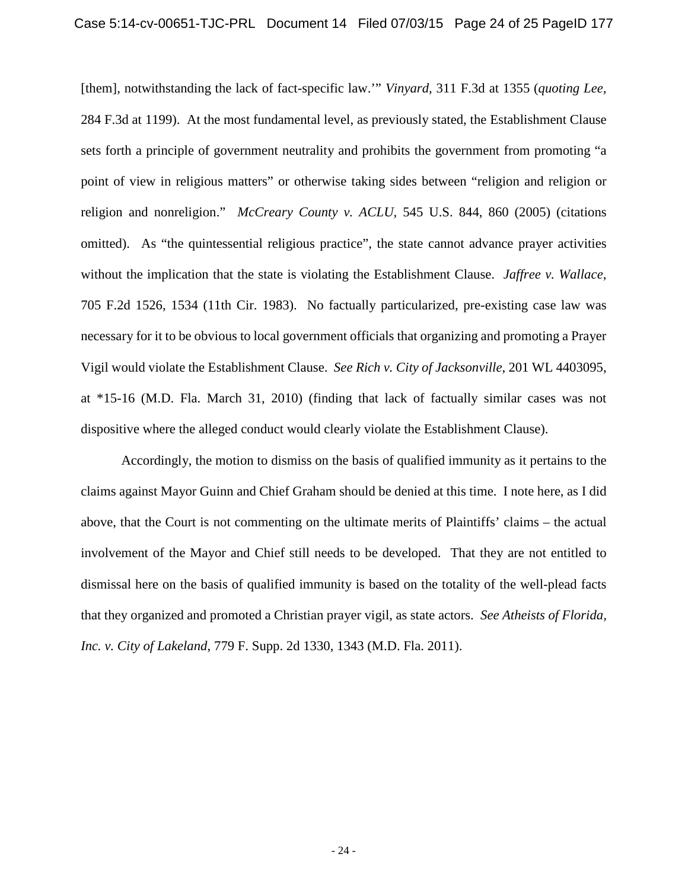[them], notwithstanding the lack of fact-specific law.'" *Vinyard*, 311 F.3d at 1355 (*quoting Lee*, 284 F.3d at 1199). At the most fundamental level, as previously stated, the Establishment Clause sets forth a principle of government neutrality and prohibits the government from promoting "a point of view in religious matters" or otherwise taking sides between "religion and religion or religion and nonreligion." *McCreary County v. ACLU*, 545 U.S. 844, 860 (2005) (citations omitted). As "the quintessential religious practice", the state cannot advance prayer activities without the implication that the state is violating the Establishment Clause. *Jaffree v. Wallace*, 705 F.2d 1526, 1534 (11th Cir. 1983). No factually particularized, pre-existing case law was necessary for it to be obvious to local government officials that organizing and promoting a Prayer Vigil would violate the Establishment Clause. *See Rich v. City of Jacksonville*, 201 WL 4403095, at *15-16 (M.D. Fla. March 31, 2010) (finding that lack of factually similar cases was not dispositive where the alleged conduct would clearly violate the Establishment Clause).

Accordingly, the motion to dismiss on the basis of qualified immunity as it pertains to the claims against Mayor Guinn and Chief Graham should be denied at this time. I note here, as I did above, that the Court is not commenting on the ultimate merits of Plaintiffs' claims – the actual involvement of the Mayor and Chief still needs to be developed. That they are not entitled to dismissal here on the basis of qualified immunity is based on the totality of the well-plead facts that they organized and promoted a Christian prayer vigil, as state actors. *See Atheists of Florida, Inc. v. City of Lakeland*, 779 F. Supp. 2d 1330, 1343 (M.D. Fla. 2011).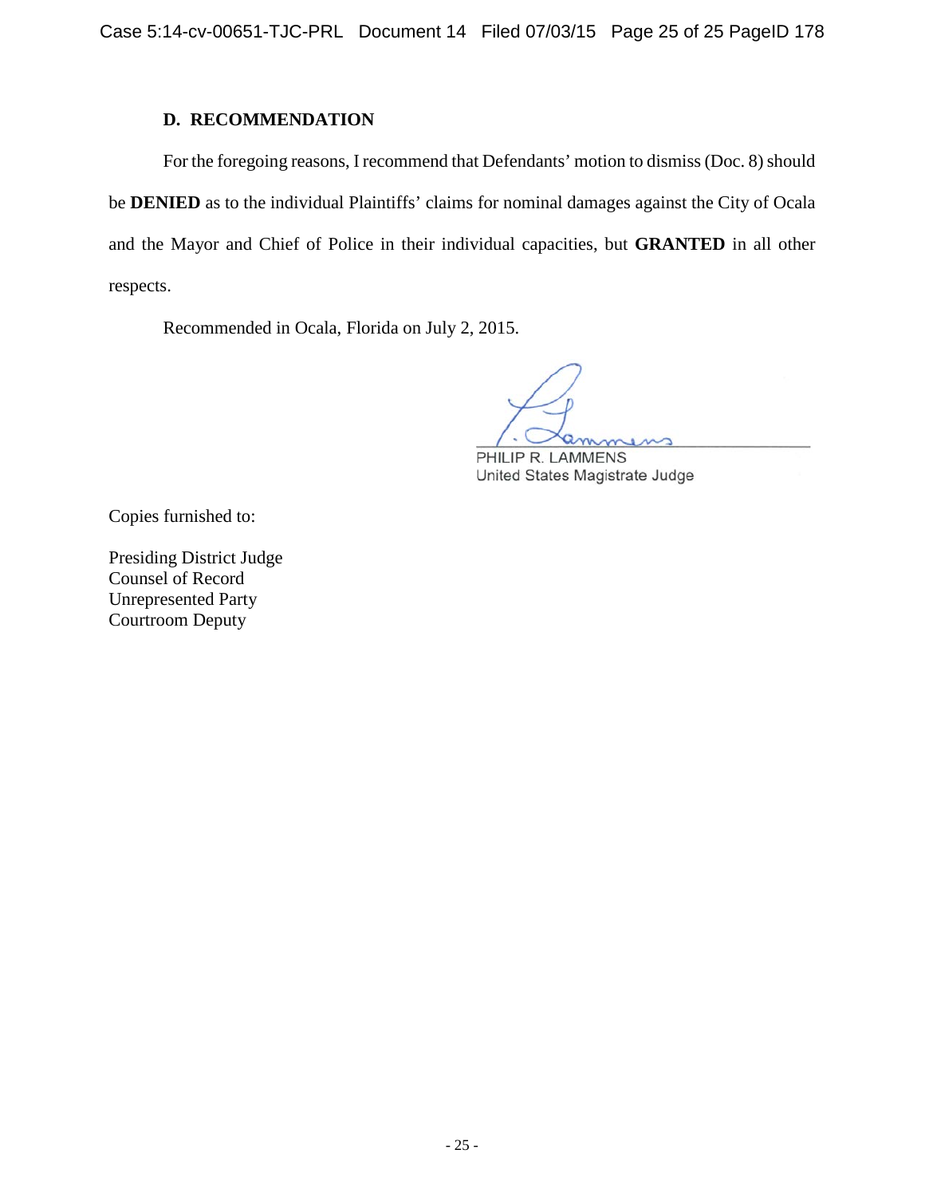### D. RECOMMENDATION

For the foregoing reasons, I recommend that Defendants' motion to dismiss (Doc. 8) should be **DENIED** as to the individual Plaintiffs' claims for nominal damages against the City of Ocala and the Mayor and Chief of Police in their individual capacities, but **GRANTED** in all other respects.

Recommended in Ocala, Florida on July 2, 2015.

PHILIP R. LAMMENS
United States Magistrate Judge

Copies furnished to:

Presiding District Judge
Counsel of Record
Unrepresented Party
Courtroom Deputy